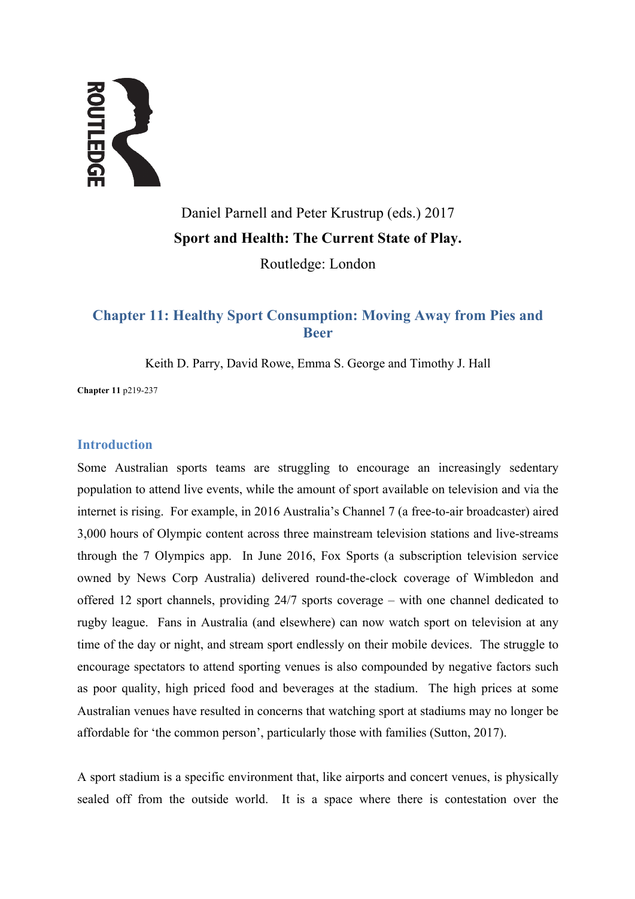ROUTLEDGE

Daniel Parnell and Peter Krustrup (eds.) 2017

**Sport and Health: The Current State of Play.**

Routledge: London

# Chapter 11: Healthy Sport Consumption: Moving Away from Pies and Beer

Keith D. Parry, David Rowe, Emma S. George and Timothy J. Hall

**Chapter 11** p219-237

## Introduction

Some Australian sports teams are struggling to encourage an increasingly sedentary population to attend live events, while the amount of sport available on television and via the internet is rising. For example, in 2016 Australia's Channel 7 (a free-to-air broadcaster) aired 3,000 hours of Olympic content across three mainstream television stations and live-streams through the 7 Olympics app. In June 2016, Fox Sports (a subscription television service owned by News Corp Australia) delivered round-the-clock coverage of Wimbledon and offered 12 sport channels, providing 24/7 sports coverage – with one channel dedicated to rugby league. Fans in Australia (and elsewhere) can now watch sport on television at any time of the day or night, and stream sport endlessly on their mobile devices. The struggle to encourage spectators to attend sporting venues is also compounded by negative factors such as poor quality, high priced food and beverages at the stadium. The high prices at some Australian venues have resulted in concerns that watching sport at stadiums may no longer be affordable for 'the common person', particularly those with families (Sutton, 2017).

A sport stadium is a specific environment that, like airports and concert venues, is physically sealed off from the outside world. It is a space where there is contestation over the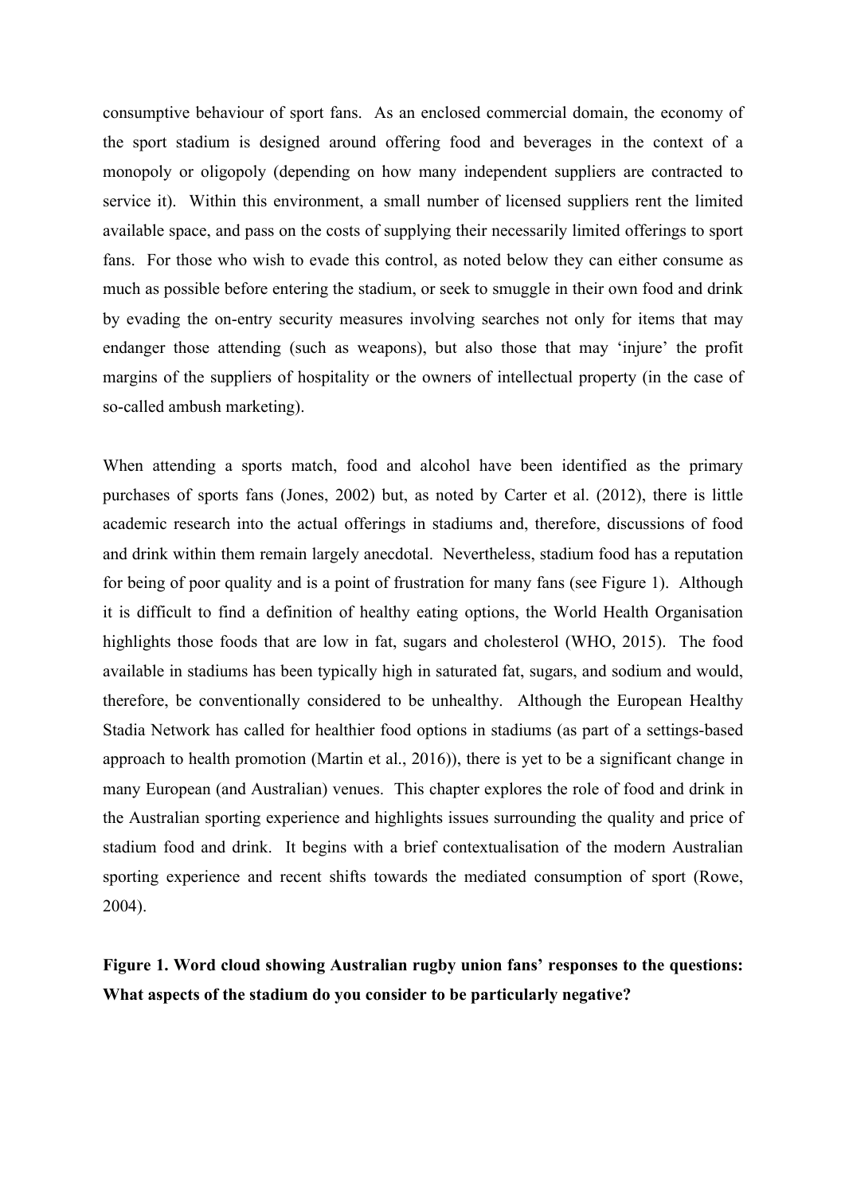consumptive behaviour of sport fans. As an enclosed commercial domain, the economy of the sport stadium is designed around offering food and beverages in the context of a monopoly or oligopoly (depending on how many independent suppliers are contracted to service it). Within this environment, a small number of licensed suppliers rent the limited available space, and pass on the costs of supplying their necessarily limited offerings to sport fans. For those who wish to evade this control, as noted below they can either consume as much as possible before entering the stadium, or seek to smuggle in their own food and drink by evading the on-entry security measures involving searches not only for items that may endanger those attending (such as weapons), but also those that may 'injure' the profit margins of the suppliers of hospitality or the owners of intellectual property (in the case of so-called ambush marketing).

When attending a sports match, food and alcohol have been identified as the primary purchases of sports fans (Jones, 2002) but, as noted by Carter et al. (2012), there is little academic research into the actual offerings in stadiums and, therefore, discussions of food and drink within them remain largely anecdotal. Nevertheless, stadium food has a reputation for being of poor quality and is a point of frustration for many fans (see Figure 1). Although it is difficult to find a definition of healthy eating options, the World Health Organisation highlights those foods that are low in fat, sugars and cholesterol (WHO, 2015). The food available in stadiums has been typically high in saturated fat, sugars, and sodium and would, therefore, be conventionally considered to be unhealthy. Although the European Healthy Stadia Network has called for healthier food options in stadiums (as part of a settings-based approach to health promotion (Martin et al., 2016)), there is yet to be a significant change in many European (and Australian) venues. This chapter explores the role of food and drink in the Australian sporting experience and highlights issues surrounding the quality and price of stadium food and drink. It begins with a brief contextualisation of the modern Australian sporting experience and recent shifts towards the mediated consumption of sport (Rowe, 2004).

**Figure 1. Word cloud showing Australian rugby union fans' responses to the questions: What aspects of the stadium do you consider to be particularly negative?**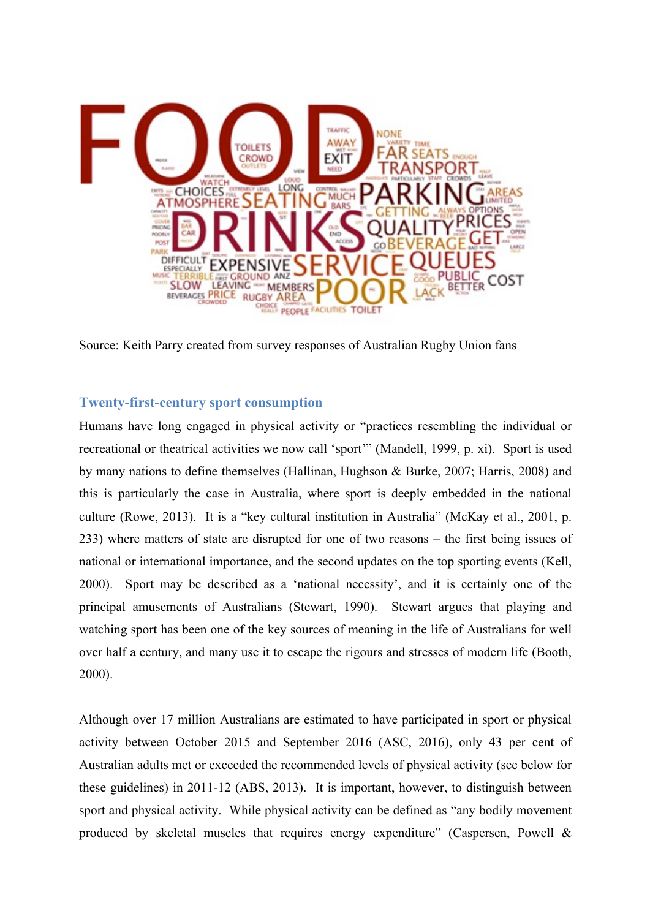Source: Keith Parry created from survey responses of Australian Rugby Union fans

## Twenty-first-century sport consumption

Humans have long engaged in physical activity or "practices resembling the individual or recreational or theatrical activities we now call 'sport'" (Mandell, 1999, p. xi). Sport is used by many nations to define themselves (Hallinan, Hughson & Burke, 2007; Harris, 2008) and this is particularly the case in Australia, where sport is deeply embedded in the national culture (Rowe, 2013). It is a "key cultural institution in Australia" (McKay et al., 2001, p. 233) where matters of state are disrupted for one of two reasons – the first being issues of national or international importance, and the second updates on the top sporting events (Kell, 2000). Sport may be described as a 'national necessity', and it is certainly one of the principal amusements of Australians (Stewart, 1990). Stewart argues that playing and watching sport has been one of the key sources of meaning in the life of Australians for well over half a century, and many use it to escape the rigours and stresses of modern life (Booth, 2000).

Although over 17 million Australians are estimated to have participated in sport or physical activity between October 2015 and September 2016 (ASC, 2016), only 43 per cent of Australian adults met or exceeded the recommended levels of physical activity (see below for these guidelines) in 2011-12 (ABS, 2013). It is important, however, to distinguish between sport and physical activity. While physical activity can be defined as "any bodily movement produced by skeletal muscles that requires energy expenditure" (Caspersen, Powell &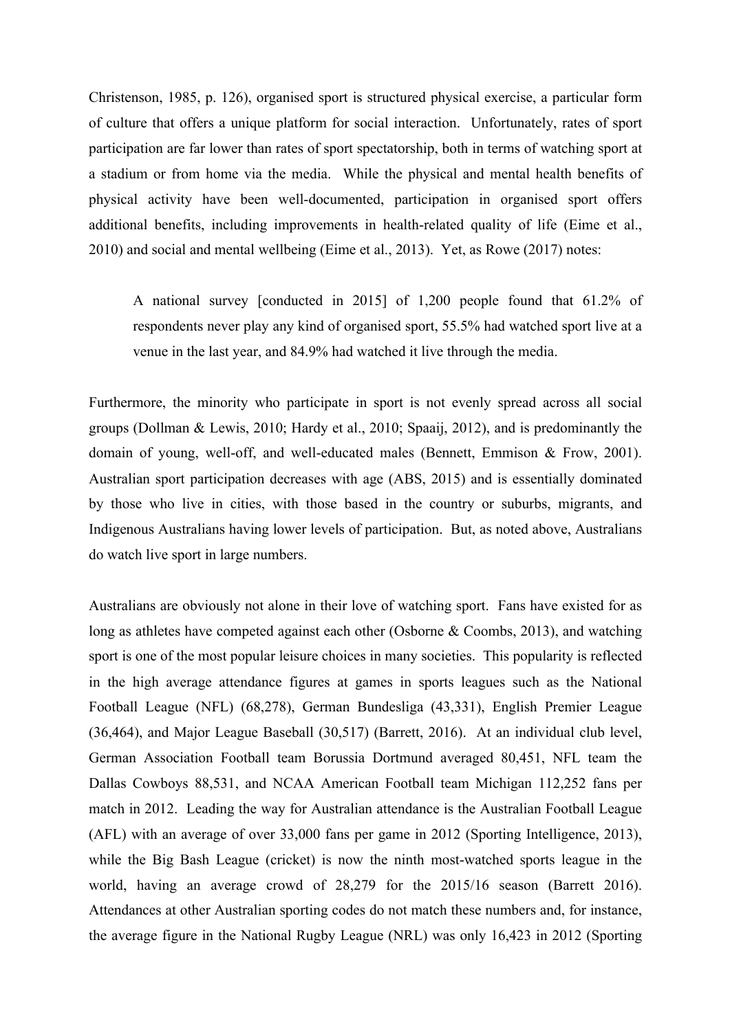Christenson, 1985, p. 126), organised sport is structured physical exercise, a particular form of culture that offers a unique platform for social interaction. Unfortunately, rates of sport participation are far lower than rates of sport spectatorship, both in terms of watching sport at a stadium or from home via the media. While the physical and mental health benefits of physical activity have been well-documented, participation in organised sport offers additional benefits, including improvements in health-related quality of life (Eime et al., 2010) and social and mental wellbeing (Eime et al., 2013). Yet, as Rowe (2017) notes:

> A national survey [conducted in 2015] of 1,200 people found that 61.2% of respondents never play any kind of organised sport, 55.5% had watched sport live at a venue in the last year, and 84.9% had watched it live through the media.

Furthermore, the minority who participate in sport is not evenly spread across all social groups (Dollman & Lewis, 2010; Hardy et al., 2010; Spaaij, 2012), and is predominantly the domain of young, well-off, and well-educated males (Bennett, Emmison & Frow, 2001). Australian sport participation decreases with age (ABS, 2015) and is essentially dominated by those who live in cities, with those based in the country or suburbs, migrants, and Indigenous Australians having lower levels of participation. But, as noted above, Australians do watch live sport in large numbers.

Australians are obviously not alone in their love of watching sport. Fans have existed for as long as athletes have competed against each other (Osborne & Coombs, 2013), and watching sport is one of the most popular leisure choices in many societies. This popularity is reflected in the high average attendance figures at games in sports leagues such as the National Football League (NFL) (68,278), German Bundesliga (43,331), English Premier League (36,464), and Major League Baseball (30,517) (Barrett, 2016). At an individual club level, German Association Football team Borussia Dortmund averaged 80,451, NFL team the Dallas Cowboys 88,531, and NCAA American Football team Michigan 112,252 fans per match in 2012. Leading the way for Australian attendance is the Australian Football League (AFL) with an average of over 33,000 fans per game in 2012 (Sporting Intelligence, 2013), while the Big Bash League (cricket) is now the ninth most-watched sports league in the world, having an average crowd of 28,279 for the 2015/16 season (Barrett 2016). Attendances at other Australian sporting codes do not match these numbers and, for instance, the average figure in the National Rugby League (NRL) was only 16,423 in 2012 (Sporting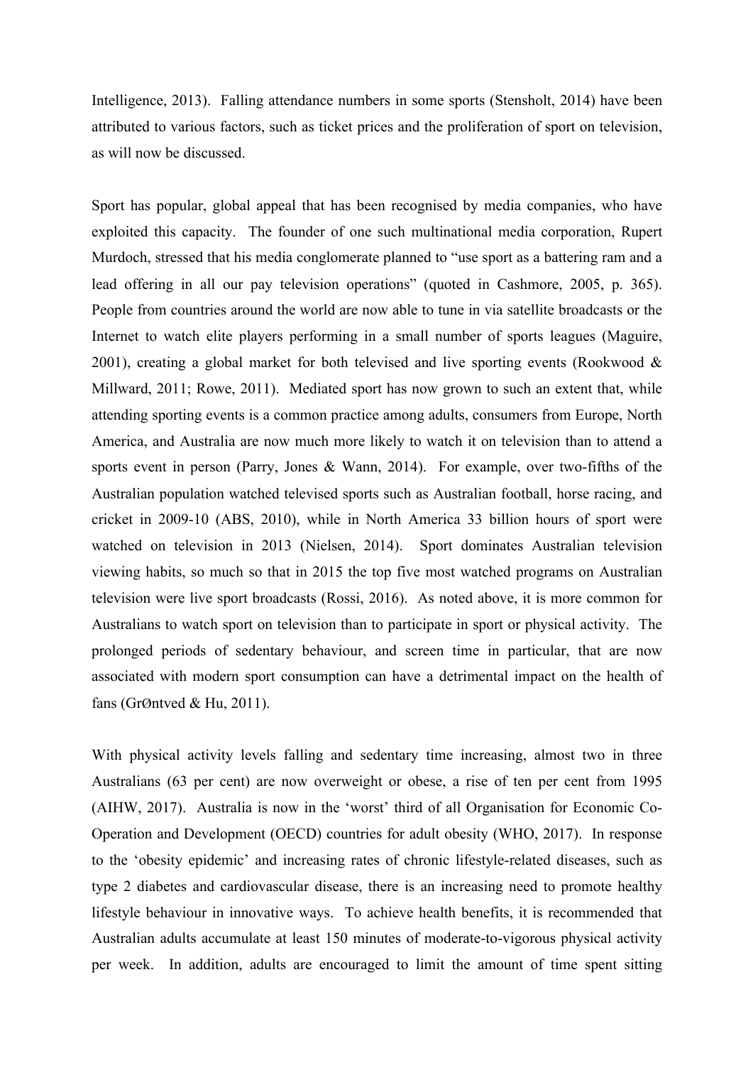Intelligence, 2013). Falling attendance numbers in some sports (Stensholt, 2014) have been attributed to various factors, such as ticket prices and the proliferation of sport on television, as will now be discussed.

Sport has popular, global appeal that has been recognised by media companies, who have exploited this capacity. The founder of one such multinational media corporation, Rupert Murdoch, stressed that his media conglomerate planned to "use sport as a battering ram and a lead offering in all our pay television operations" (quoted in Cashmore, 2005, p. 365). People from countries around the world are now able to tune in via satellite broadcasts or the Internet to watch elite players performing in a small number of sports leagues (Maguire, 2001), creating a global market for both televised and live sporting events (Rookwood & Millward, 2011; Rowe, 2011). Mediated sport has now grown to such an extent that, while attending sporting events is a common practice among adults, consumers from Europe, North America, and Australia are now much more likely to watch it on television than to attend a sports event in person (Parry, Jones & Wann, 2014). For example, over two-fifths of the Australian population watched televised sports such as Australian football, horse racing, and cricket in 2009-10 (ABS, 2010), while in North America 33 billion hours of sport were watched on television in 2013 (Nielsen, 2014). Sport dominates Australian television viewing habits, so much so that in 2015 the top five most watched programs on Australian television were live sport broadcasts (Rossi, 2016). As noted above, it is more common for Australians to watch sport on television than to participate in sport or physical activity. The prolonged periods of sedentary behaviour, and screen time in particular, that are now associated with modern sport consumption can have a detrimental impact on the health of fans (GrØntved & Hu, 2011).

With physical activity levels falling and sedentary time increasing, almost two in three Australians (63 per cent) are now overweight or obese, a rise of ten per cent from 1995 (AIHW, 2017). Australia is now in the 'worst' third of all Organisation for Economic Co-Operation and Development (OECD) countries for adult obesity (WHO, 2017). In response to the 'obesity epidemic' and increasing rates of chronic lifestyle-related diseases, such as type 2 diabetes and cardiovascular disease, there is an increasing need to promote healthy lifestyle behaviour in innovative ways. To achieve health benefits, it is recommended that Australian adults accumulate at least 150 minutes of moderate-to-vigorous physical activity per week. In addition, adults are encouraged to limit the amount of time spent sitting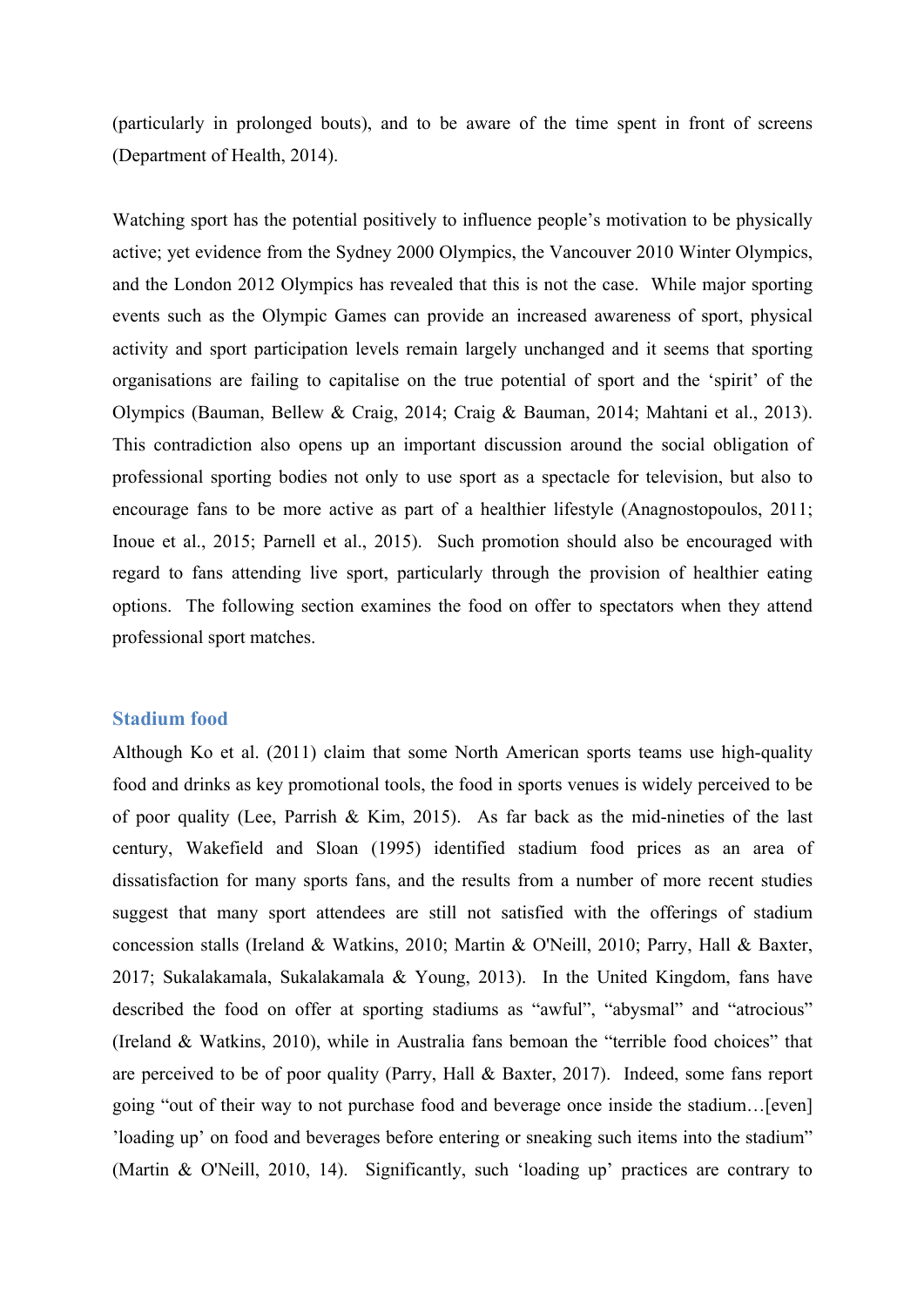(particularly in prolonged bouts), and to be aware of the time spent in front of screens (Department of Health, 2014).

Watching sport has the potential positively to influence people's motivation to be physically active; yet evidence from the Sydney 2000 Olympics, the Vancouver 2010 Winter Olympics, and the London 2012 Olympics has revealed that this is not the case. While major sporting events such as the Olympic Games can provide an increased awareness of sport, physical activity and sport participation levels remain largely unchanged and it seems that sporting organisations are failing to capitalise on the true potential of sport and the 'spirit' of the Olympics (Bauman, Bellew & Craig, 2014; Craig & Bauman, 2014; Mahtani et al., 2013). This contradiction also opens up an important discussion around the social obligation of professional sporting bodies not only to use sport as a spectacle for television, but also to encourage fans to be more active as part of a healthier lifestyle (Anagnostopoulos, 2011; Inoue et al., 2015; Parnell et al., 2015). Such promotion should also be encouraged with regard to fans attending live sport, particularly through the provision of healthier eating options. The following section examines the food on offer to spectators when they attend professional sport matches.

## Stadium food

Although Ko et al. (2011) claim that some North American sports teams use high-quality food and drinks as key promotional tools, the food in sports venues is widely perceived to be of poor quality (Lee, Parrish & Kim, 2015). As far back as the mid-nineties of the last century, Wakefield and Sloan (1995) identified stadium food prices as an area of dissatisfaction for many sports fans, and the results from a number of more recent studies suggest that many sport attendees are still not satisfied with the offerings of stadium concession stalls (Ireland & Watkins, 2010; Martin & O'Neill, 2010; Parry, Hall & Baxter, 2017; Sukalakamala, Sukalakamala & Young, 2013). In the United Kingdom, fans have described the food on offer at sporting stadiums as "awful", "abysmal" and "atrocious" (Ireland & Watkins, 2010), while in Australia fans bemoan the "terrible food choices" that are perceived to be of poor quality (Parry, Hall & Baxter, 2017). Indeed, some fans report going "out of their way to not purchase food and beverage once inside the stadium…[even] 'loading up' on food and beverages before entering or sneaking such items into the stadium" (Martin & O'Neill, 2010, 14). Significantly, such 'loading up' practices are contrary to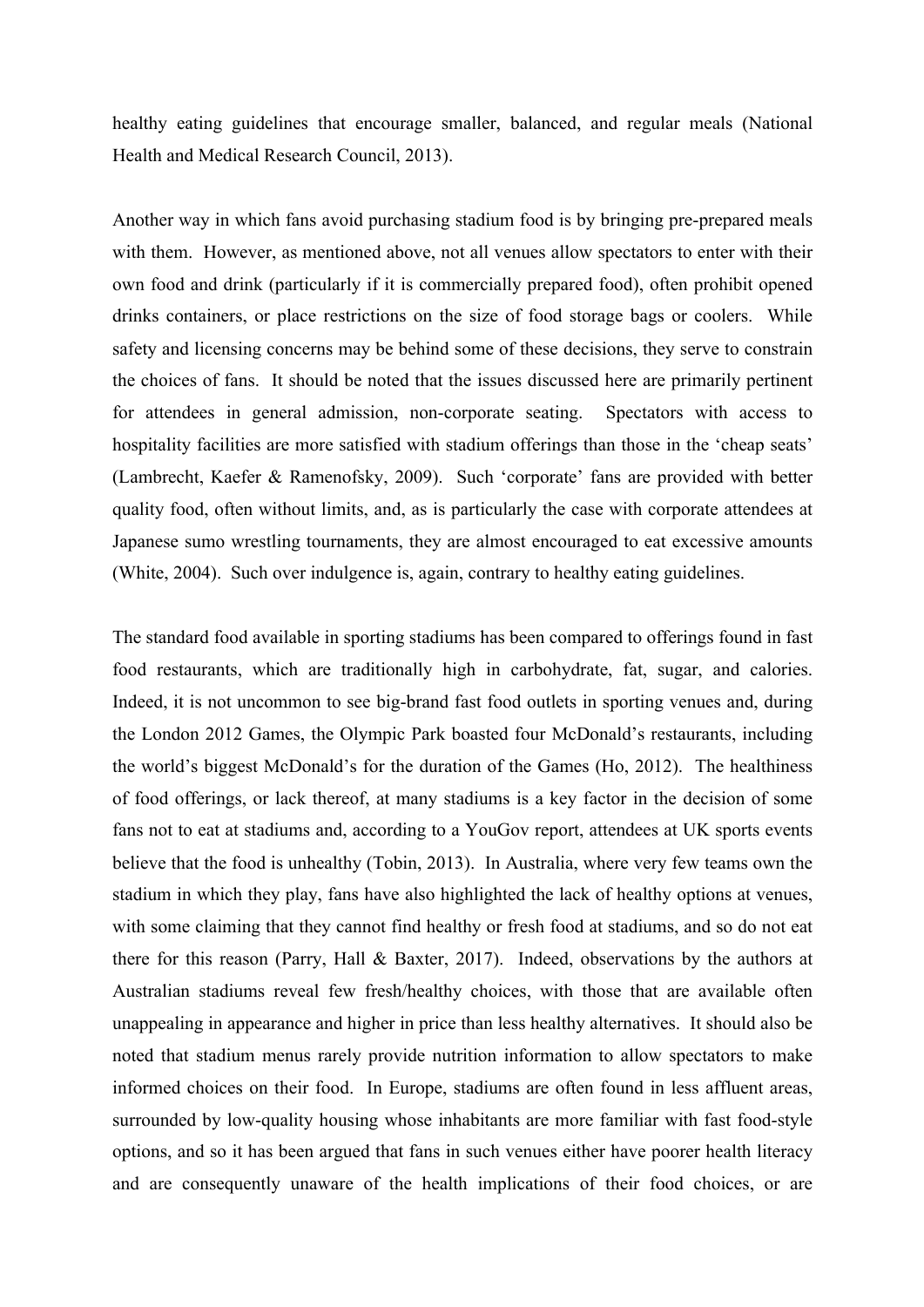healthy eating guidelines that encourage smaller, balanced, and regular meals (National Health and Medical Research Council, 2013).

Another way in which fans avoid purchasing stadium food is by bringing pre-prepared meals with them. However, as mentioned above, not all venues allow spectators to enter with their own food and drink (particularly if it is commercially prepared food), often prohibit opened drinks containers, or place restrictions on the size of food storage bags or coolers. While safety and licensing concerns may be behind some of these decisions, they serve to constrain the choices of fans. It should be noted that the issues discussed here are primarily pertinent for attendees in general admission, non-corporate seating. Spectators with access to hospitality facilities are more satisfied with stadium offerings than those in the 'cheap seats' (Lambrecht, Kaefer & Ramenofsky, 2009). Such 'corporate' fans are provided with better quality food, often without limits, and, as is particularly the case with corporate attendees at Japanese sumo wrestling tournaments, they are almost encouraged to eat excessive amounts (White, 2004). Such over indulgence is, again, contrary to healthy eating guidelines.

The standard food available in sporting stadiums has been compared to offerings found in fast food restaurants, which are traditionally high in carbohydrate, fat, sugar, and calories. Indeed, it is not uncommon to see big-brand fast food outlets in sporting venues and, during the London 2012 Games, the Olympic Park boasted four McDonald's restaurants, including the world's biggest McDonald's for the duration of the Games (Ho, 2012). The healthiness of food offerings, or lack thereof, at many stadiums is a key factor in the decision of some fans not to eat at stadiums and, according to a YouGov report, attendees at UK sports events believe that the food is unhealthy (Tobin, 2013). In Australia, where very few teams own the stadium in which they play, fans have also highlighted the lack of healthy options at venues, with some claiming that they cannot find healthy or fresh food at stadiums, and so do not eat there for this reason (Parry, Hall & Baxter, 2017). Indeed, observations by the authors at Australian stadiums reveal few fresh/healthy choices, with those that are available often unappealing in appearance and higher in price than less healthy alternatives. It should also be noted that stadium menus rarely provide nutrition information to allow spectators to make informed choices on their food. In Europe, stadiums are often found in less affluent areas, surrounded by low-quality housing whose inhabitants are more familiar with fast food-style options, and so it has been argued that fans in such venues either have poorer health literacy and are consequently unaware of the health implications of their food choices, or are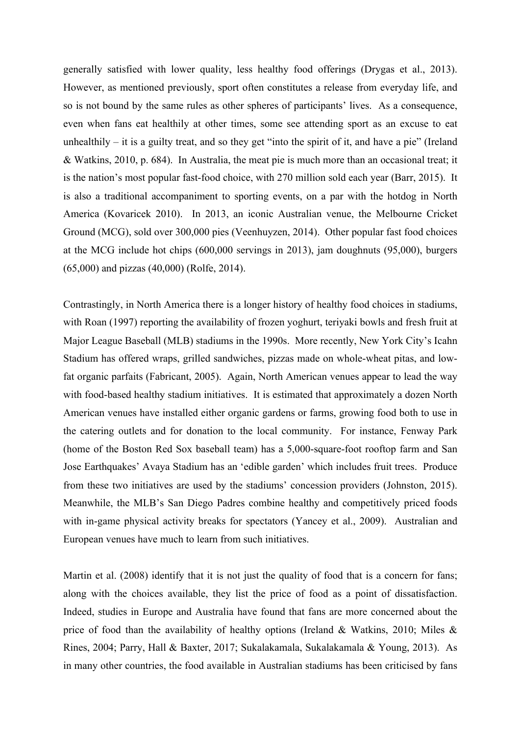generally satisfied with lower quality, less healthy food offerings (Drygas et al., 2013). However, as mentioned previously, sport often constitutes a release from everyday life, and so is not bound by the same rules as other spheres of participants' lives. As a consequence, even when fans eat healthily at other times, some see attending sport as an excuse to eat unhealthily – it is a guilty treat, and so they get "into the spirit of it, and have a pie" (Ireland & Watkins, 2010, p. 684). In Australia, the meat pie is much more than an occasional treat; it is the nation's most popular fast-food choice, with 270 million sold each year (Barr, 2015). It is also a traditional accompaniment to sporting events, on a par with the hotdog in North America (Kovaricek 2010). In 2013, an iconic Australian venue, the Melbourne Cricket Ground (MCG), sold over 300,000 pies (Veenhuyzen, 2014). Other popular fast food choices at the MCG include hot chips (600,000 servings in 2013), jam doughnuts (95,000), burgers (65,000) and pizzas (40,000) (Rolfe, 2014).

Contrastingly, in North America there is a longer history of healthy food choices in stadiums, with Roan (1997) reporting the availability of frozen yoghurt, teriyaki bowls and fresh fruit at Major League Baseball (MLB) stadiums in the 1990s. More recently, New York City's Icahn Stadium has offered wraps, grilled sandwiches, pizzas made on whole-wheat pitas, and low-fat organic parfaits (Fabricant, 2005). Again, North American venues appear to lead the way with food-based healthy stadium initiatives. It is estimated that approximately a dozen North American venues have installed either organic gardens or farms, growing food both to use in the catering outlets and for donation to the local community. For instance, Fenway Park (home of the Boston Red Sox baseball team) has a 5,000-square-foot rooftop farm and San Jose Earthquakes' Avaya Stadium has an 'edible garden' which includes fruit trees. Produce from these two initiatives are used by the stadiums' concession providers (Johnston, 2015). Meanwhile, the MLB's San Diego Padres combine healthy and competitively priced foods with in-game physical activity breaks for spectators (Yancey et al., 2009). Australian and European venues have much to learn from such initiatives.

Martin et al. (2008) identify that it is not just the quality of food that is a concern for fans; along with the choices available, they list the price of food as a point of dissatisfaction. Indeed, studies in Europe and Australia have found that fans are more concerned about the price of food than the availability of healthy options (Ireland & Watkins, 2010; Miles & Rines, 2004; Parry, Hall & Baxter, 2017; Sukalakamala, Sukalakamala & Young, 2013). As in many other countries, the food available in Australian stadiums has been criticised by fans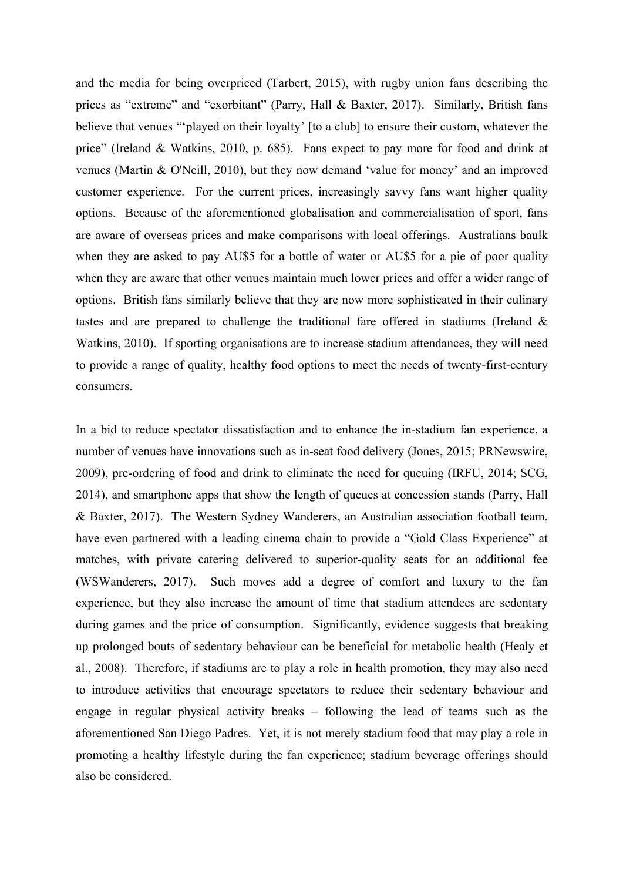and the media for being overpriced (Tarbert, 2015), with rugby union fans describing the prices as "extreme" and "exorbitant" (Parry, Hall & Baxter, 2017). Similarly, British fans believe that venues "'played on their loyalty' [to a club] to ensure their custom, whatever the price" (Ireland & Watkins, 2010, p. 685). Fans expect to pay more for food and drink at venues (Martin & O'Neill, 2010), but they now demand 'value for money' and an improved customer experience. For the current prices, increasingly savvy fans want higher quality options. Because of the aforementioned globalisation and commercialisation of sport, fans are aware of overseas prices and make comparisons with local offerings. Australians baulk when they are asked to pay AU$5 for a bottle of water or AU$5 for a pie of poor quality when they are aware that other venues maintain much lower prices and offer a wider range of options. British fans similarly believe that they are now more sophisticated in their culinary tastes and are prepared to challenge the traditional fare offered in stadiums (Ireland & Watkins, 2010). If sporting organisations are to increase stadium attendances, they will need to provide a range of quality, healthy food options to meet the needs of twenty-first-century consumers.

In a bid to reduce spectator dissatisfaction and to enhance the in-stadium fan experience, a number of venues have innovations such as in-seat food delivery (Jones, 2015; PRNewswire, 2009), pre-ordering of food and drink to eliminate the need for queuing (IRFU, 2014; SCG, 2014), and smartphone apps that show the length of queues at concession stands (Parry, Hall & Baxter, 2017). The Western Sydney Wanderers, an Australian association football team, have even partnered with a leading cinema chain to provide a "Gold Class Experience" at matches, with private catering delivered to superior-quality seats for an additional fee (WSWanderers, 2017). Such moves add a degree of comfort and luxury to the fan experience, but they also increase the amount of time that stadium attendees are sedentary during games and the price of consumption. Significantly, evidence suggests that breaking up prolonged bouts of sedentary behaviour can be beneficial for metabolic health (Healy et al., 2008). Therefore, if stadiums are to play a role in health promotion, they may also need to introduce activities that encourage spectators to reduce their sedentary behaviour and engage in regular physical activity breaks – following the lead of teams such as the aforementioned San Diego Padres. Yet, it is not merely stadium food that may play a role in promoting a healthy lifestyle during the fan experience; stadium beverage offerings should also be considered.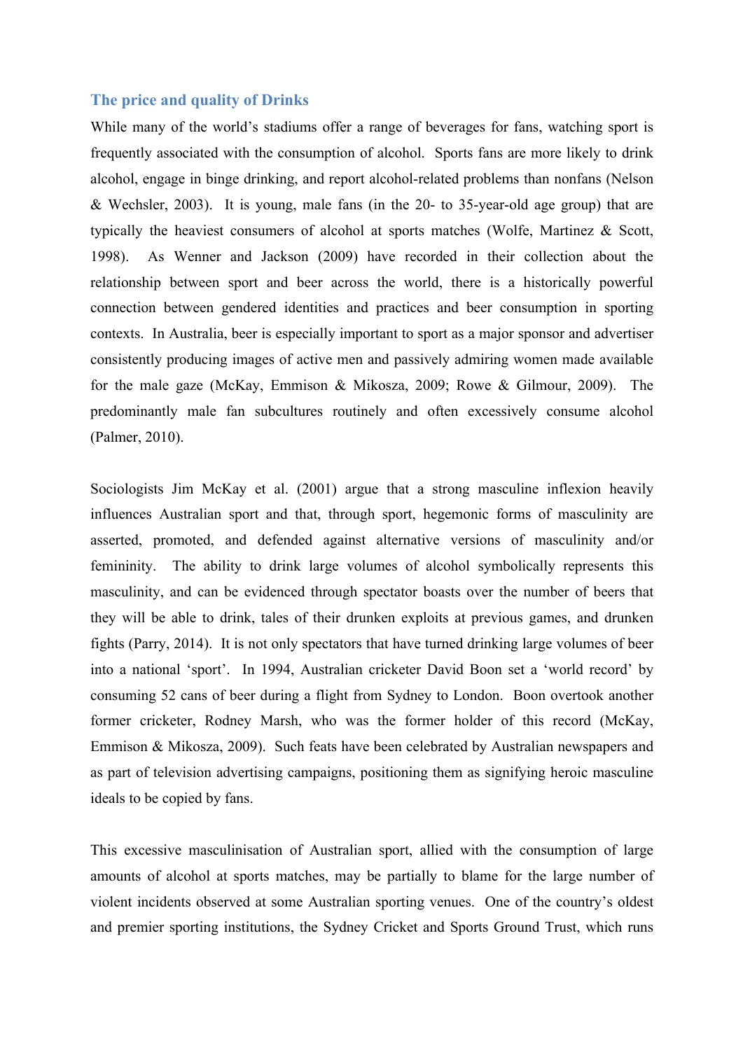### The price and quality of Drinks

While many of the world's stadiums offer a range of beverages for fans, watching sport is frequently associated with the consumption of alcohol. Sports fans are more likely to drink alcohol, engage in binge drinking, and report alcohol-related problems than nonfans (Nelson & Wechsler, 2003). It is young, male fans (in the 20- to 35-year-old age group) that are typically the heaviest consumers of alcohol at sports matches (Wolfe, Martinez & Scott, 1998). As Wenner and Jackson (2009) have recorded in their collection about the relationship between sport and beer across the world, there is a historically powerful connection between gendered identities and practices and beer consumption in sporting contexts. In Australia, beer is especially important to sport as a major sponsor and advertiser consistently producing images of active men and passively admiring women made available for the male gaze (McKay, Emmison & Mikosza, 2009; Rowe & Gilmour, 2009). The predominantly male fan subcultures routinely and often excessively consume alcohol (Palmer, 2010).

Sociologists Jim McKay et al. (2001) argue that a strong masculine inflexion heavily influences Australian sport and that, through sport, hegemonic forms of masculinity are asserted, promoted, and defended against alternative versions of masculinity and/or femininity. The ability to drink large volumes of alcohol symbolically represents this masculinity, and can be evidenced through spectator boasts over the number of beers that they will be able to drink, tales of their drunken exploits at previous games, and drunken fights (Parry, 2014). It is not only spectators that have turned drinking large volumes of beer into a national 'sport'. In 1994, Australian cricketer David Boon set a 'world record' by consuming 52 cans of beer during a flight from Sydney to London. Boon overtook another former cricketer, Rodney Marsh, who was the former holder of this record (McKay, Emmison & Mikosza, 2009). Such feats have been celebrated by Australian newspapers and as part of television advertising campaigns, positioning them as signifying heroic masculine ideals to be copied by fans.

This excessive masculinisation of Australian sport, allied with the consumption of large amounts of alcohol at sports matches, may be partially to blame for the large number of violent incidents observed at some Australian sporting venues. One of the country's oldest and premier sporting institutions, the Sydney Cricket and Sports Ground Trust, which runs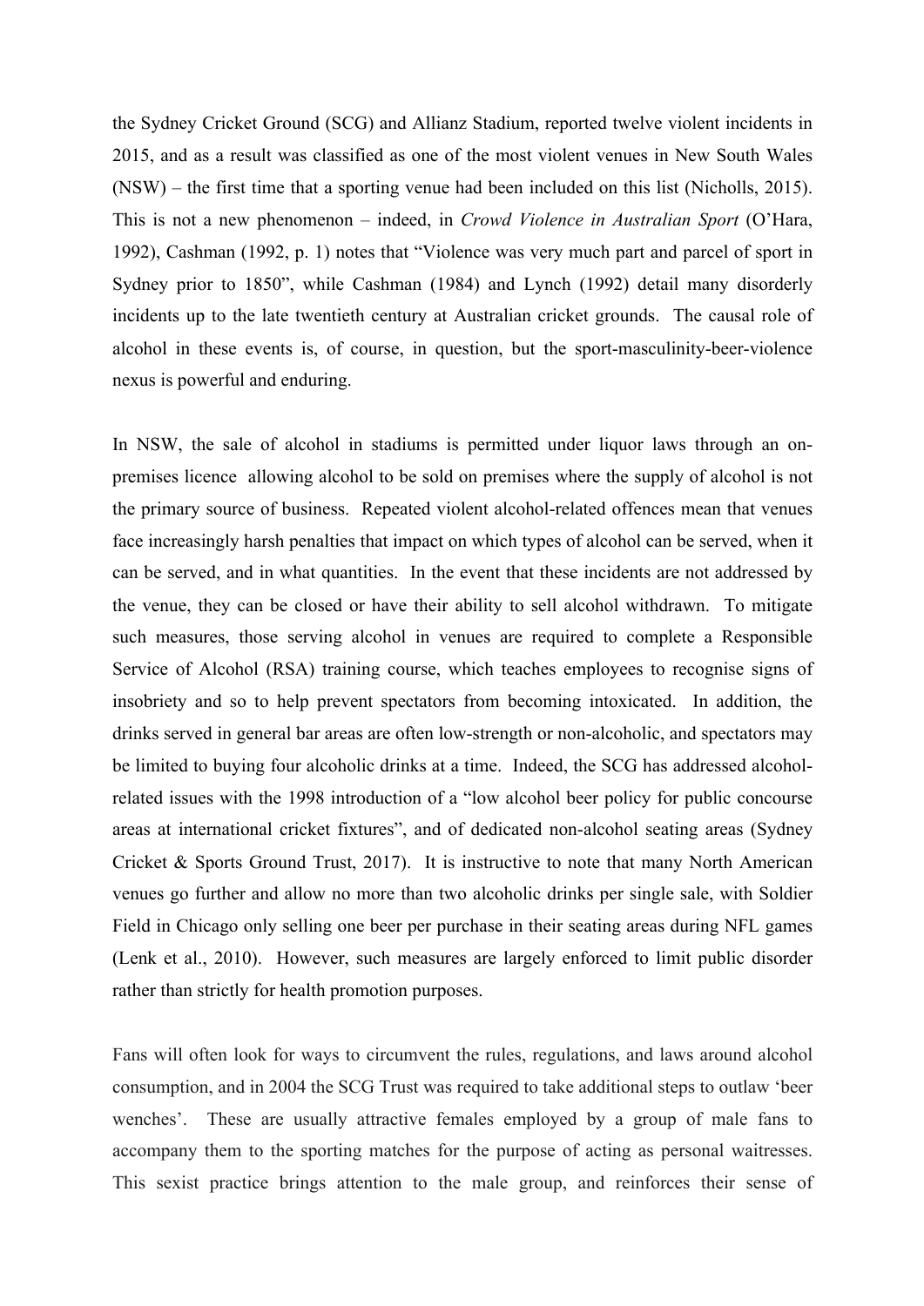the Sydney Cricket Ground (SCG) and Allianz Stadium, reported twelve violent incidents in 2015, and as a result was classified as one of the most violent venues in New South Wales (NSW) – the first time that a sporting venue had been included on this list (Nicholls, 2015). This is not a new phenomenon – indeed, in *Crowd Violence in Australian Sport* (O'Hara, 1992), Cashman (1992, p. 1) notes that "Violence was very much part and parcel of sport in Sydney prior to 1850", while Cashman (1984) and Lynch (1992) detail many disorderly incidents up to the late twentieth century at Australian cricket grounds. The causal role of alcohol in these events is, of course, in question, but the sport-masculinity-beer-violence nexus is powerful and enduring.

In NSW, the sale of alcohol in stadiums is permitted under liquor laws through an on-premises licence allowing alcohol to be sold on premises where the supply of alcohol is not the primary source of business. Repeated violent alcohol-related offences mean that venues face increasingly harsh penalties that impact on which types of alcohol can be served, when it can be served, and in what quantities. In the event that these incidents are not addressed by the venue, they can be closed or have their ability to sell alcohol withdrawn. To mitigate such measures, those serving alcohol in venues are required to complete a Responsible Service of Alcohol (RSA) training course, which teaches employees to recognise signs of insobriety and so to help prevent spectators from becoming intoxicated. In addition, the drinks served in general bar areas are often low-strength or non-alcoholic, and spectators may be limited to buying four alcoholic drinks at a time. Indeed, the SCG has addressed alcohol-related issues with the 1998 introduction of a "low alcohol beer policy for public concourse areas at international cricket fixtures", and of dedicated non-alcohol seating areas (Sydney Cricket & Sports Ground Trust, 2017). It is instructive to note that many North American venues go further and allow no more than two alcoholic drinks per single sale, with Soldier Field in Chicago only selling one beer per purchase in their seating areas during NFL games (Lenk et al., 2010). However, such measures are largely enforced to limit public disorder rather than strictly for health promotion purposes.

Fans will often look for ways to circumvent the rules, regulations, and laws around alcohol consumption, and in 2004 the SCG Trust was required to take additional steps to outlaw 'beer wenches'. These are usually attractive females employed by a group of male fans to accompany them to the sporting matches for the purpose of acting as personal waitresses. This sexist practice brings attention to the male group, and reinforces their sense of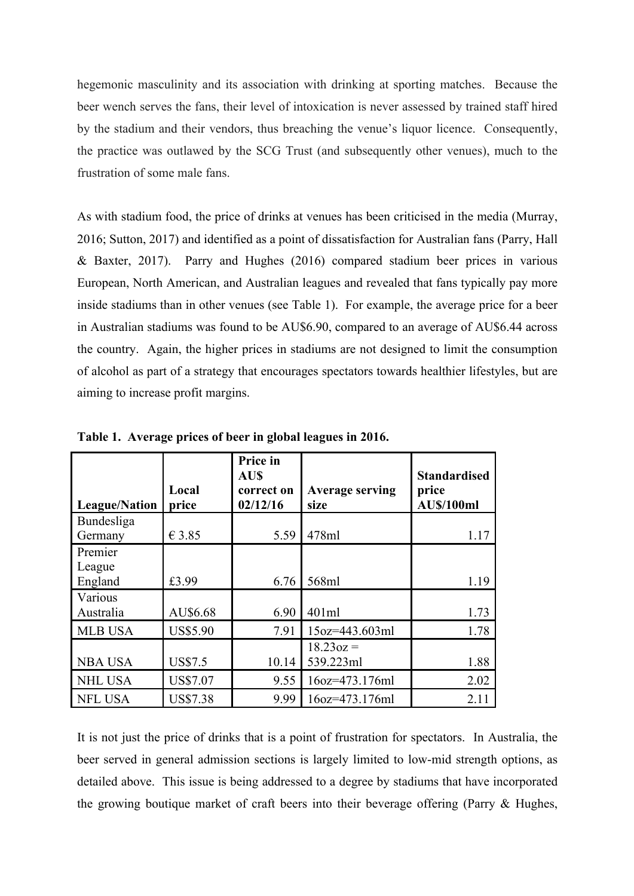hegemonic masculinity and its association with drinking at sporting matches. Because the beer wench serves the fans, their level of intoxication is never assessed by trained staff hired by the stadium and their vendors, thus breaching the venue's liquor licence. Consequently, the practice was outlawed by the SCG Trust (and subsequently other venues), much to the frustration of some male fans.

As with stadium food, the price of drinks at venues has been criticised in the media (Murray, 2016; Sutton, 2017) and identified as a point of dissatisfaction for Australian fans (Parry, Hall & Baxter, 2017). Parry and Hughes (2016) compared stadium beer prices in various European, North American, and Australian leagues and revealed that fans typically pay more inside stadiums than in other venues (see Table 1). For example, the average price for a beer in Australian stadiums was found to be AU$6.90, compared to an average of AU$6.44 across the country. Again, the higher prices in stadiums are not designed to limit the consumption of alcohol as part of a strategy that encourages spectators towards healthier lifestyles, but are aiming to increase profit margins.

**Table 1. Average prices of beer in global leagues in 2016.**

| League/Nation | Local price | Price in AU$ correct on 02/12/16 | Average serving size | Standardised price AU$/100ml |
|---|---|---|---|---|
| Bundesliga Germany | € 3.85 | 5.59 | 478ml | 1.17 |
| Premier League England | £3.99 | 6.76 | 568ml | 1.19 |
| Various Australia | AU$6.68 | 6.90 | 401ml | 1.73 |
| MLB USA | US$5.90 | 7.91 | 15oz=443.603ml | 1.78 |
| NBA USA | US$7.5 | 10.14 | 18.23oz = 539.223ml | 1.88 |
| NHL USA | US$7.07 | 9.55 | 16oz=473.176ml | 2.02 |
| NFL USA | US$7.38 | 9.99 | 16oz=473.176ml | 2.11 |

It is not just the price of drinks that is a point of frustration for spectators. In Australia, the beer served in general admission sections is largely limited to low-mid strength options, as detailed above. This issue is being addressed to a degree by stadiums that have incorporated the growing boutique market of craft beers into their beverage offering (Parry & Hughes,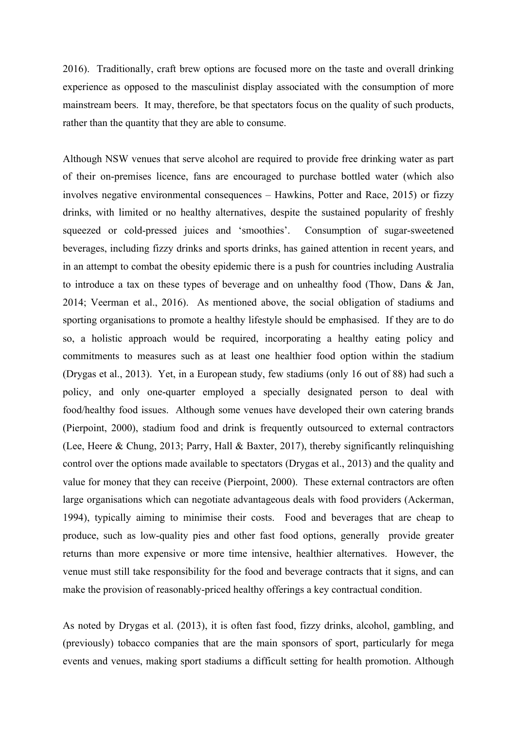2016). Traditionally, craft brew options are focused more on the taste and overall drinking experience as opposed to the masculinist display associated with the consumption of more mainstream beers. It may, therefore, be that spectators focus on the quality of such products, rather than the quantity that they are able to consume.

Although NSW venues that serve alcohol are required to provide free drinking water as part of their on-premises licence, fans are encouraged to purchase bottled water (which also involves negative environmental consequences – Hawkins, Potter and Race, 2015) or fizzy drinks, with limited or no healthy alternatives, despite the sustained popularity of freshly squeezed or cold-pressed juices and 'smoothies'. Consumption of sugar-sweetened beverages, including fizzy drinks and sports drinks, has gained attention in recent years, and in an attempt to combat the obesity epidemic there is a push for countries including Australia to introduce a tax on these types of beverage and on unhealthy food (Thow, Dans & Jan, 2014; Veerman et al., 2016). As mentioned above, the social obligation of stadiums and sporting organisations to promote a healthy lifestyle should be emphasised. If they are to do so, a holistic approach would be required, incorporating a healthy eating policy and commitments to measures such as at least one healthier food option within the stadium (Drygas et al., 2013). Yet, in a European study, few stadiums (only 16 out of 88) had such a policy, and only one-quarter employed a specially designated person to deal with food/healthy food issues. Although some venues have developed their own catering brands (Pierpoint, 2000), stadium food and drink is frequently outsourced to external contractors (Lee, Heere & Chung, 2013; Parry, Hall & Baxter, 2017), thereby significantly relinquishing control over the options made available to spectators (Drygas et al., 2013) and the quality and value for money that they can receive (Pierpoint, 2000). These external contractors are often large organisations which can negotiate advantageous deals with food providers (Ackerman, 1994), typically aiming to minimise their costs. Food and beverages that are cheap to produce, such as low-quality pies and other fast food options, generally provide greater returns than more expensive or more time intensive, healthier alternatives. However, the venue must still take responsibility for the food and beverage contracts that it signs, and can make the provision of reasonably-priced healthy offerings a key contractual condition.

As noted by Drygas et al. (2013), it is often fast food, fizzy drinks, alcohol, gambling, and (previously) tobacco companies that are the main sponsors of sport, particularly for mega events and venues, making sport stadiums a difficult setting for health promotion. Although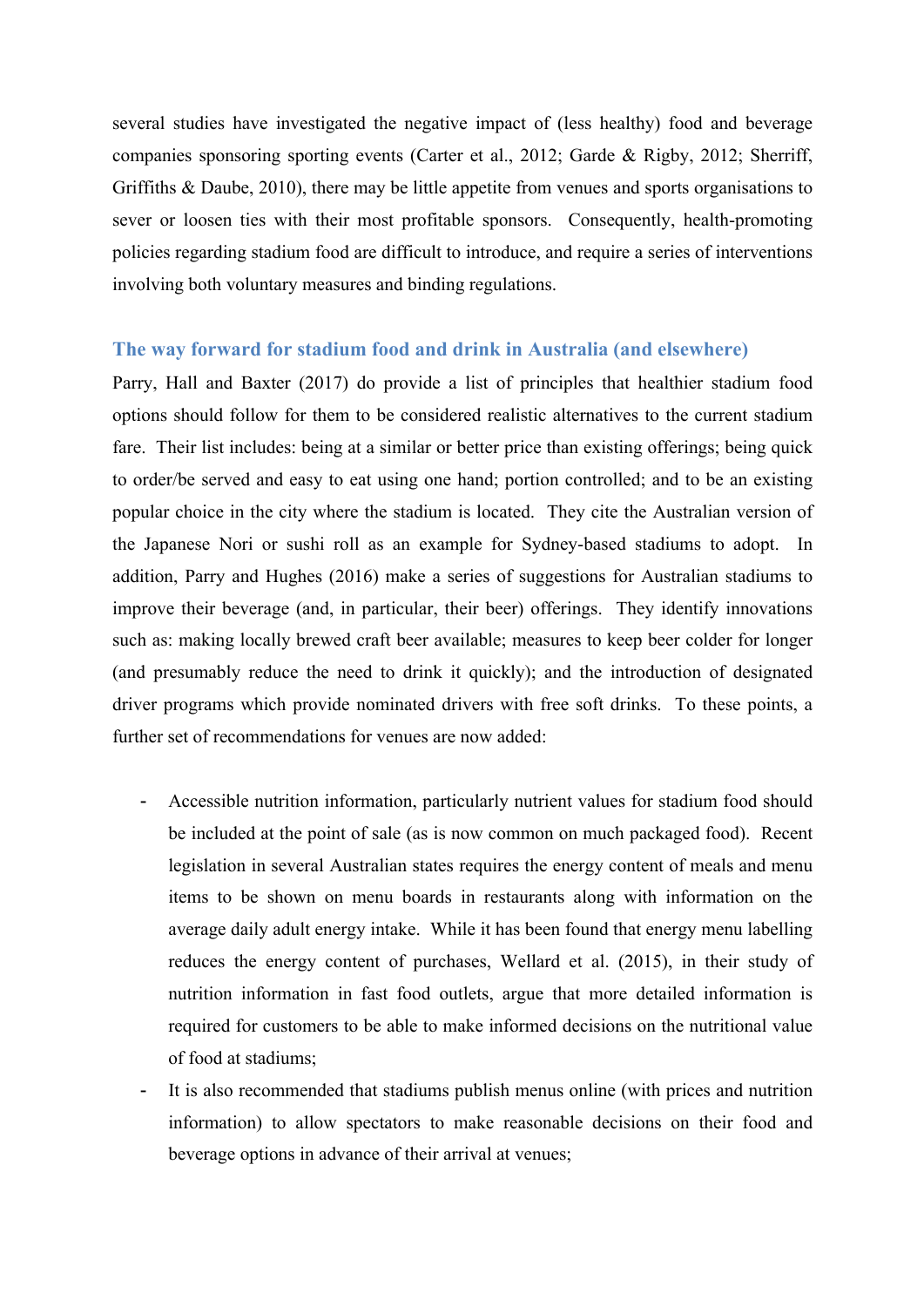several studies have investigated the negative impact of (less healthy) food and beverage companies sponsoring sporting events (Carter et al., 2012; Garde & Rigby, 2012; Sherriff, Griffiths & Daube, 2010), there may be little appetite from venues and sports organisations to sever or loosen ties with their most profitable sponsors. Consequently, health-promoting policies regarding stadium food are difficult to introduce, and require a series of interventions involving both voluntary measures and binding regulations.

## The way forward for stadium food and drink in Australia (and elsewhere)

Parry, Hall and Baxter (2017) do provide a list of principles that healthier stadium food options should follow for them to be considered realistic alternatives to the current stadium fare. Their list includes: being at a similar or better price than existing offerings; being quick to order/be served and easy to eat using one hand; portion controlled; and to be an existing popular choice in the city where the stadium is located. They cite the Australian version of the Japanese Nori or sushi roll as an example for Sydney-based stadiums to adopt. In addition, Parry and Hughes (2016) make a series of suggestions for Australian stadiums to improve their beverage (and, in particular, their beer) offerings. They identify innovations such as: making locally brewed craft beer available; measures to keep beer colder for longer (and presumably reduce the need to drink it quickly); and the introduction of designated driver programs which provide nominated drivers with free soft drinks. To these points, a further set of recommendations for venues are now added:

- Accessible nutrition information, particularly nutrient values for stadium food should be included at the point of sale (as is now common on much packaged food). Recent legislation in several Australian states requires the energy content of meals and menu items to be shown on menu boards in restaurants along with information on the average daily adult energy intake. While it has been found that energy menu labelling reduces the energy content of purchases, Wellard et al. (2015), in their study of nutrition information in fast food outlets, argue that more detailed information is required for customers to be able to make informed decisions on the nutritional value of food at stadiums;
- It is also recommended that stadiums publish menus online (with prices and nutrition information) to allow spectators to make reasonable decisions on their food and beverage options in advance of their arrival at venues;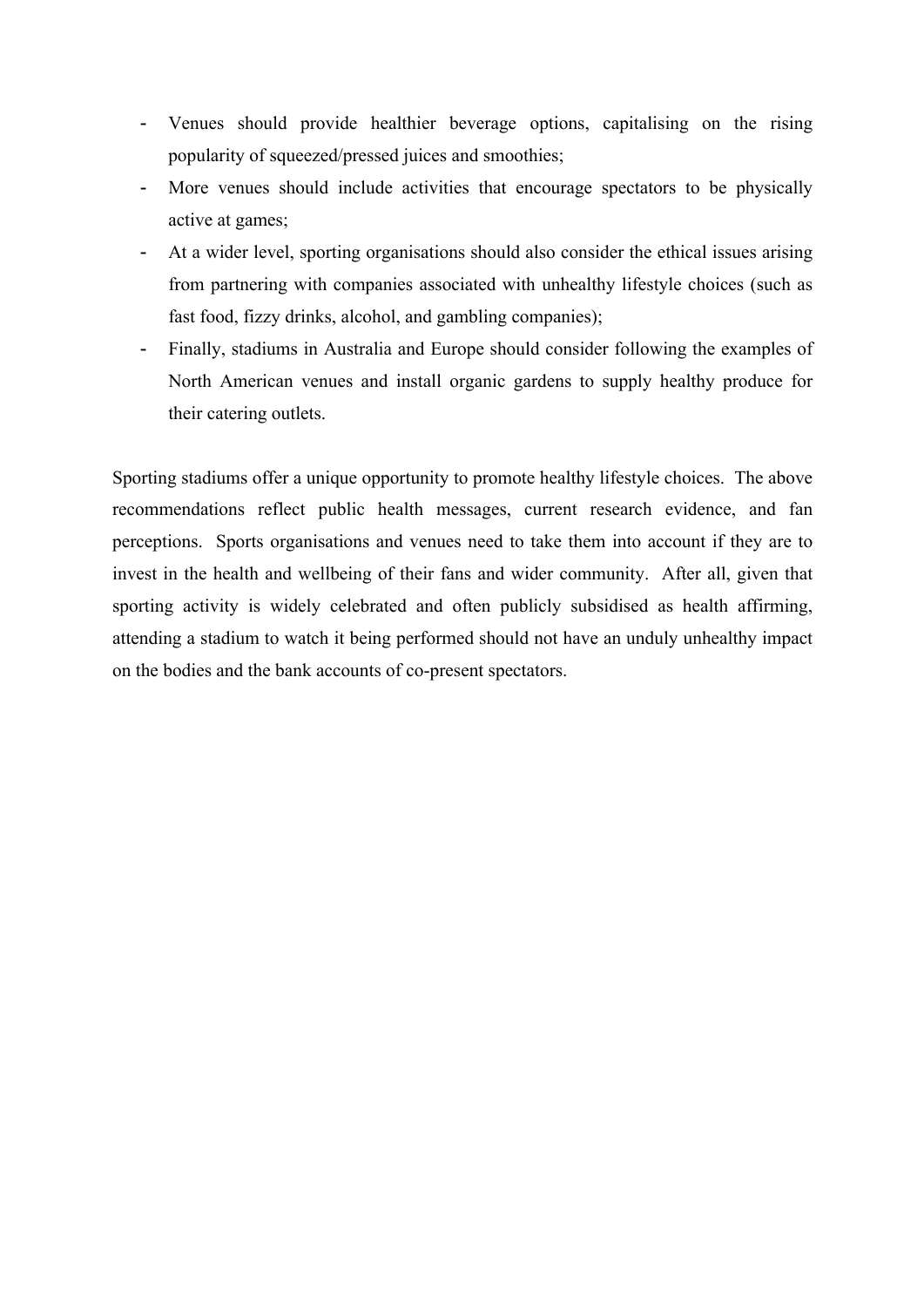- Venues should provide healthier beverage options, capitalising on the rising popularity of squeezed/pressed juices and smoothies;
- More venues should include activities that encourage spectators to be physically active at games;
- At a wider level, sporting organisations should also consider the ethical issues arising from partnering with companies associated with unhealthy lifestyle choices (such as fast food, fizzy drinks, alcohol, and gambling companies);
- Finally, stadiums in Australia and Europe should consider following the examples of North American venues and install organic gardens to supply healthy produce for their catering outlets.

Sporting stadiums offer a unique opportunity to promote healthy lifestyle choices. The above recommendations reflect public health messages, current research evidence, and fan perceptions. Sports organisations and venues need to take them into account if they are to invest in the health and wellbeing of their fans and wider community. After all, given that sporting activity is widely celebrated and often publicly subsidised as health affirming, attending a stadium to watch it being performed should not have an unduly unhealthy impact on the bodies and the bank accounts of co-present spectators.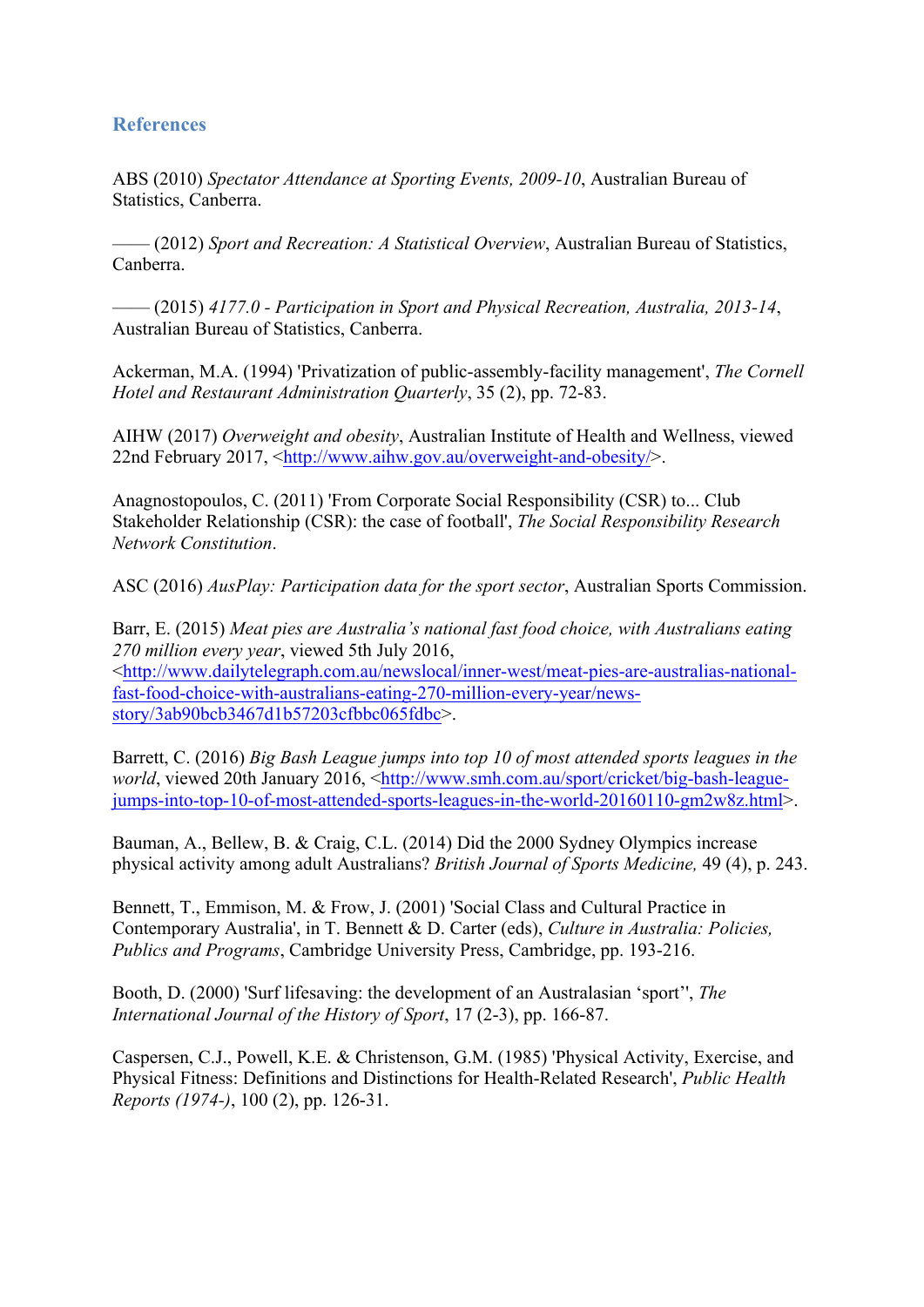## References

ABS (2010) *Spectator Attendance at Sporting Events, 2009-10*, Australian Bureau of Statistics, Canberra.

—— (2012) *Sport and Recreation: A Statistical Overview*, Australian Bureau of Statistics, Canberra.

—— (2015) *4177.0 - Participation in Sport and Physical Recreation, Australia, 2013-14*, Australian Bureau of Statistics, Canberra.

Ackerman, M.A. (1994) 'Privatization of public-assembly-facility management', *The Cornell Hotel and Restaurant Administration Quarterly*, 35 (2), pp. 72-83.

AIHW (2017) *Overweight and obesity*, Australian Institute of Health and Wellness, viewed 22nd February 2017, <http://www.aihw.gov.au/overweight-and-obesity/>.

Anagnostopoulos, C. (2011) 'From Corporate Social Responsibility (CSR) to... Club Stakeholder Relationship (CSR): the case of football', *The Social Responsibility Research Network Constitution*.

ASC (2016) *AusPlay: Participation data for the sport sector*, Australian Sports Commission.

Barr, E. (2015) *Meat pies are Australia's national fast food choice, with Australians eating 270 million every year*, viewed 5th July 2016, <http://www.dailytelegraph.com.au/newslocal/inner-west/meat-pies-are-australias-national-fast-food-choice-with-australians-eating-270-million-every-year/news-story/3ab90bcb3467d1b57203cfbbc065fdbc>.

Barrett, C. (2016) *Big Bash League jumps into top 10 of most attended sports leagues in the world*, viewed 20th January 2016, <http://www.smh.com.au/sport/cricket/big-bash-league-jumps-into-top-10-of-most-attended-sports-leagues-in-the-world-20160110-gm2w8z.html>.

Bauman, A., Bellew, B. & Craig, C.L. (2014) Did the 2000 Sydney Olympics increase physical activity among adult Australians? *British Journal of Sports Medicine,* 49 (4), p. 243.

Bennett, T., Emmison, M. & Frow, J. (2001) 'Social Class and Cultural Practice in Contemporary Australia', in T. Bennett & D. Carter (eds), *Culture in Australia: Policies, Publics and Programs*, Cambridge University Press, Cambridge, pp. 193-216.

Booth, D. (2000) 'Surf lifesaving: the development of an Australasian 'sport'', *The International Journal of the History of Sport*, 17 (2-3), pp. 166-87.

Caspersen, C.J., Powell, K.E. & Christenson, G.M. (1985) 'Physical Activity, Exercise, and Physical Fitness: Definitions and Distinctions for Health-Related Research', *Public Health Reports (1974-)*, 100 (2), pp. 126-31.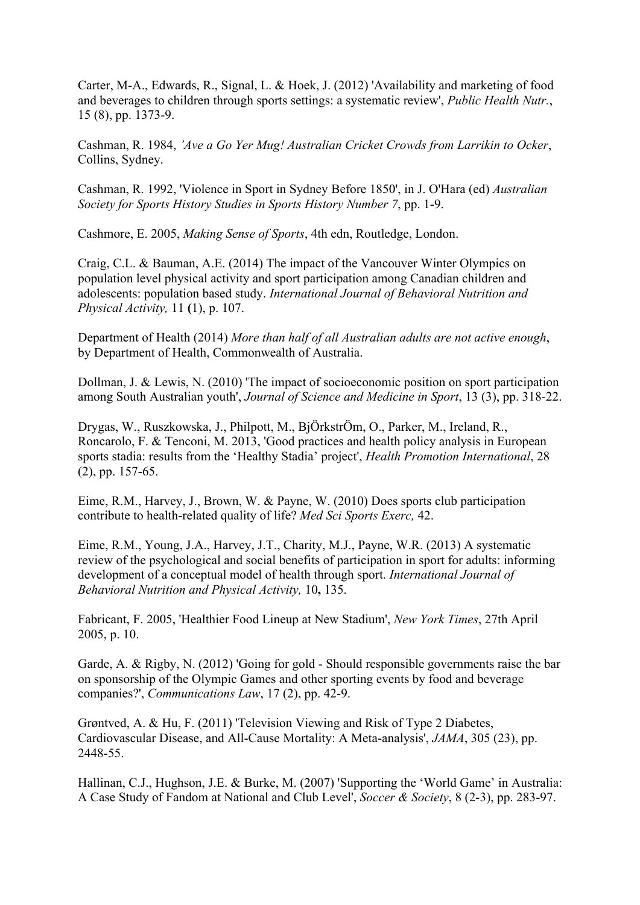Carter, M-A., Edwards, R., Signal, L. & Hoek, J. (2012) 'Availability and marketing of food and beverages to children through sports settings: a systematic review', *Public Health Nutr.*, 15 (8), pp. 1373-9.

Cashman, R. 1984, *'Ave a Go Yer Mug! Australian Cricket Crowds from Larrikin to Ocker*, Collins, Sydney.

Cashman, R. 1992, 'Violence in Sport in Sydney Before 1850', in J. O'Hara (ed) *Australian Society for Sports History Studies in Sports History Number 7*, pp. 1-9.

Cashmore, E. 2005, *Making Sense of Sports*, 4th edn, Routledge, London.

Craig, C.L. & Bauman, A.E. (2014) The impact of the Vancouver Winter Olympics on population level physical activity and sport participation among Canadian children and adolescents: population based study. *International Journal of Behavioral Nutrition and Physical Activity,* 11 **(**1), p. 107.

Department of Health (2014) *More than half of all Australian adults are not active enough*, by Department of Health, Commonwealth of Australia.

Dollman, J. & Lewis, N. (2010) 'The impact of socioeconomic position on sport participation among South Australian youth', *Journal of Science and Medicine in Sport*, 13 (3), pp. 318-22.

Drygas, W., Ruszkowska, J., Philpott, M., BjÖrkstrÖm, O., Parker, M., Ireland, R., Roncarolo, F. & Tenconi, M. 2013, 'Good practices and health policy analysis in European sports stadia: results from the 'Healthy Stadia' project', *Health Promotion International*, 28 (2), pp. 157-65.

Eime, R.M., Harvey, J., Brown, W. & Payne, W. (2010) Does sports club participation contribute to health-related quality of life? *Med Sci Sports Exerc,* 42.

Eime, R.M., Young, J.A., Harvey, J.T., Charity, M.J., Payne, W.R. (2013) A systematic review of the psychological and social benefits of participation in sport for adults: informing development of a conceptual model of health through sport. *International Journal of Behavioral Nutrition and Physical Activity,* 10**,** 135.

Fabricant, F. 2005, 'Healthier Food Lineup at New Stadium', *New York Times*, 27th April 2005, p. 10.

Garde, A. & Rigby, N. (2012) 'Going for gold - Should responsible governments raise the bar on sponsorship of the Olympic Games and other sporting events by food and beverage companies?', *Communications Law*, 17 (2), pp. 42-9.

Grøntved, A. & Hu, F. (2011) 'Television Viewing and Risk of Type 2 Diabetes, Cardiovascular Disease, and All-Cause Mortality: A Meta-analysis', *JAMA*, 305 (23), pp. 2448-55.

Hallinan, C.J., Hughson, J.E. & Burke, M. (2007) 'Supporting the 'World Game' in Australia: A Case Study of Fandom at National and Club Level', *Soccer & Society*, 8 (2-3), pp. 283-97.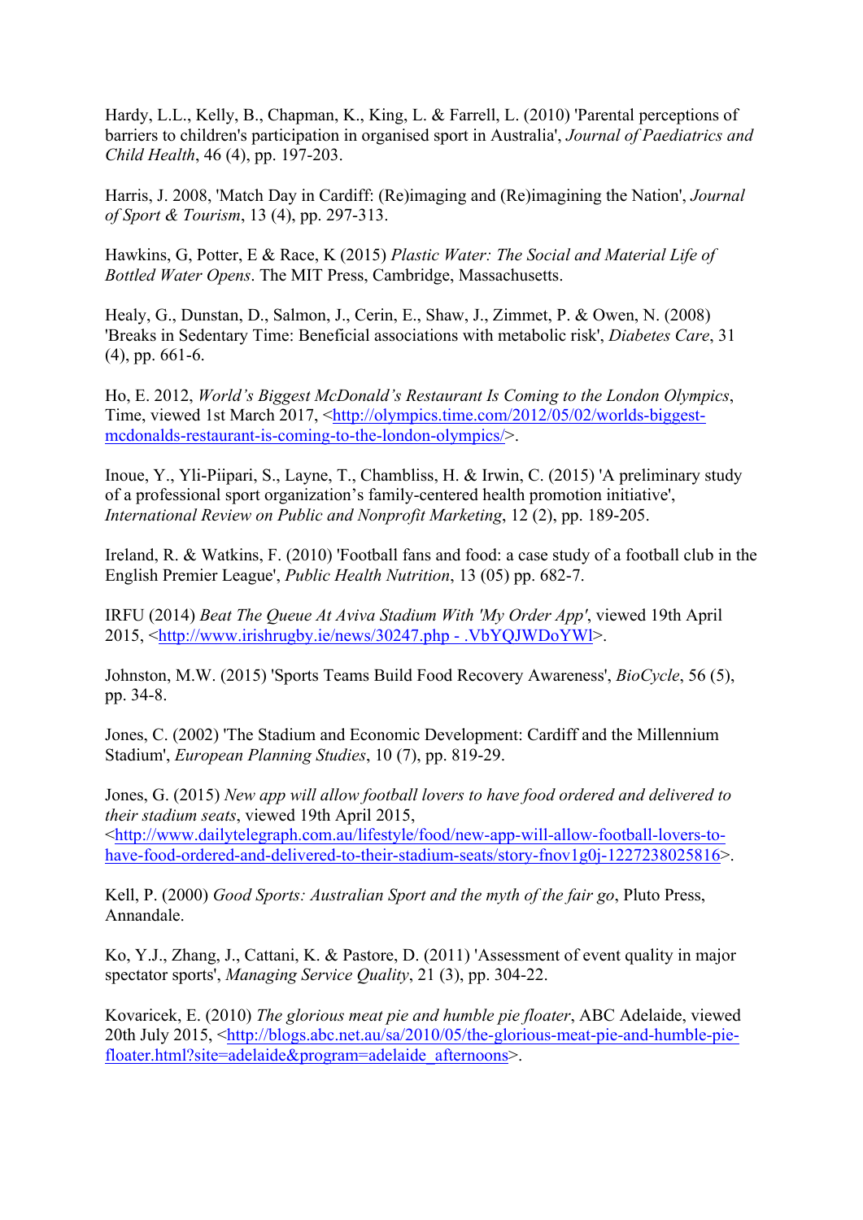Hardy, L.L., Kelly, B., Chapman, K., King, L. & Farrell, L. (2010) 'Parental perceptions of barriers to children's participation in organised sport in Australia', *Journal of Paediatrics and Child Health*, 46 (4), pp. 197-203.

Harris, J. 2008, 'Match Day in Cardiff: (Re)imaging and (Re)imagining the Nation', *Journal of Sport & Tourism*, 13 (4), pp. 297-313.

Hawkins, G, Potter, E & Race, K (2015) *Plastic Water: The Social and Material Life of Bottled Water Opens*. The MIT Press, Cambridge, Massachusetts.

Healy, G., Dunstan, D., Salmon, J., Cerin, E., Shaw, J., Zimmet, P. & Owen, N. (2008) 'Breaks in Sedentary Time: Beneficial associations with metabolic risk', *Diabetes Care*, 31 (4), pp. 661-6.

Ho, E. 2012, *World's Biggest McDonald's Restaurant Is Coming to the London Olympics*, Time, viewed 1st March 2017, <http://olympics.time.com/2012/05/02/worlds-biggest-mcdonalds-restaurant-is-coming-to-the-london-olympics/>.

Inoue, Y., Yli-Piipari, S., Layne, T., Chambliss, H. & Irwin, C. (2015) 'A preliminary study of a professional sport organization's family-centered health promotion initiative', *International Review on Public and Nonprofit Marketing*, 12 (2), pp. 189-205.

Ireland, R. & Watkins, F. (2010) 'Football fans and food: a case study of a football club in the English Premier League', *Public Health Nutrition*, 13 (05) pp. 682-7.

IRFU (2014) *Beat The Queue At Aviva Stadium With 'My Order App'*, viewed 19th April 2015, <http://www.irishrugby.ie/news/30247.php - .VbYQJWDoYWl>.

Johnston, M.W. (2015) 'Sports Teams Build Food Recovery Awareness', *BioCycle*, 56 (5), pp. 34-8.

Jones, C. (2002) 'The Stadium and Economic Development: Cardiff and the Millennium Stadium', *European Planning Studies*, 10 (7), pp. 819-29.

Jones, G. (2015) *New app will allow football lovers to have food ordered and delivered to their stadium seats*, viewed 19th April 2015, <http://www.dailytelegraph.com.au/lifestyle/food/new-app-will-allow-football-lovers-to-have-food-ordered-and-delivered-to-their-stadium-seats/story-fnov1g0j-1227238025816>.

Kell, P. (2000) *Good Sports: Australian Sport and the myth of the fair go*, Pluto Press, Annandale.

Ko, Y.J., Zhang, J., Cattani, K. & Pastore, D. (2011) 'Assessment of event quality in major spectator sports', *Managing Service Quality*, 21 (3), pp. 304-22.

Kovaricek, E. (2010) *The glorious meat pie and humble pie floater*, ABC Adelaide, viewed 20th July 2015, <http://blogs.abc.net.au/sa/2010/05/the-glorious-meat-pie-and-humble-pie-floater.html?site=adelaide&program=adelaide_afternoons>.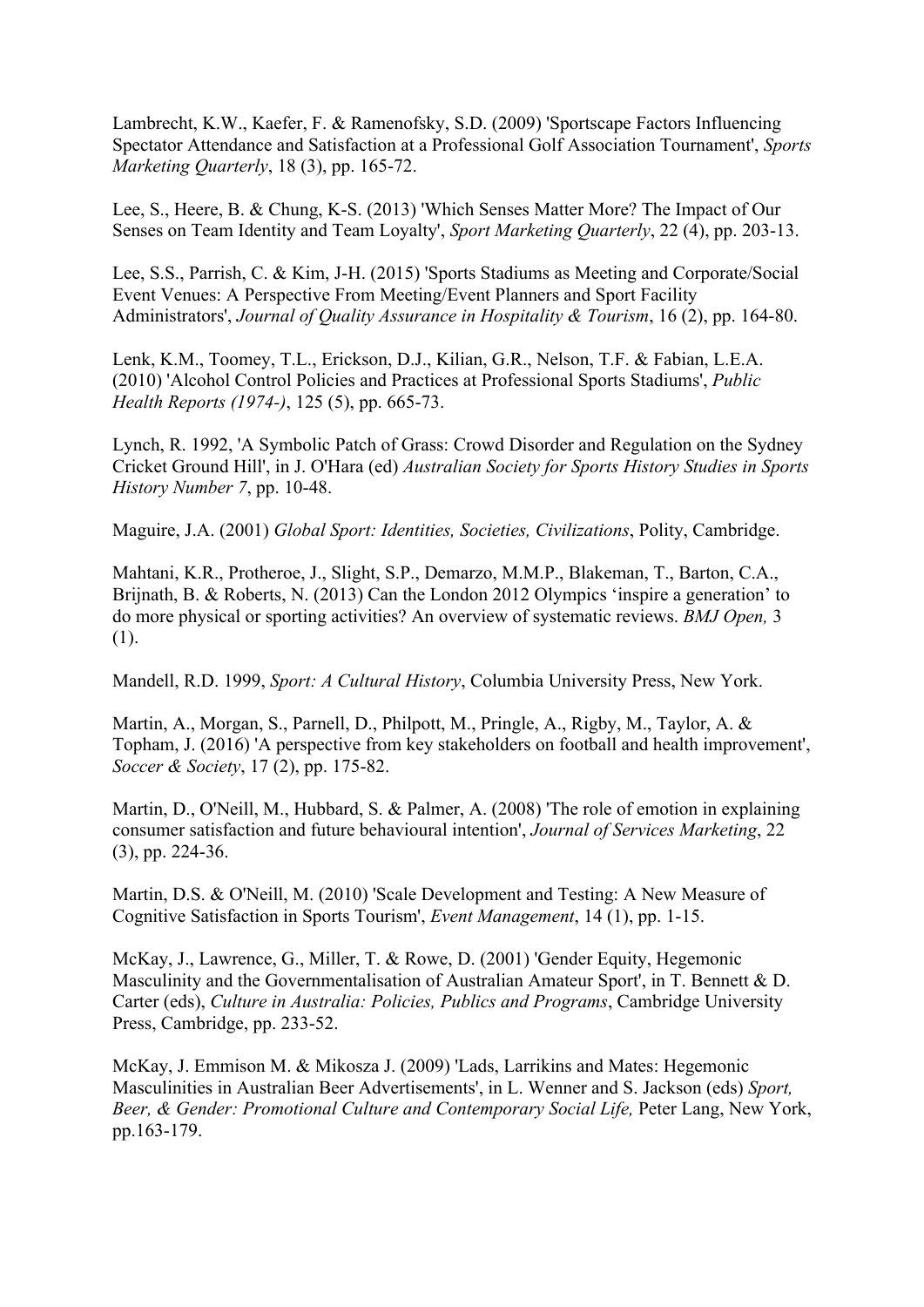Lambrecht, K.W., Kaefer, F. & Ramenofsky, S.D. (2009) 'Sportscape Factors Influencing Spectator Attendance and Satisfaction at a Professional Golf Association Tournament', *Sports Marketing Quarterly*, 18 (3), pp. 165-72.

Lee, S., Heere, B. & Chung, K-S. (2013) 'Which Senses Matter More? The Impact of Our Senses on Team Identity and Team Loyalty', *Sport Marketing Quarterly*, 22 (4), pp. 203-13.

Lee, S.S., Parrish, C. & Kim, J-H. (2015) 'Sports Stadiums as Meeting and Corporate/Social Event Venues: A Perspective From Meeting/Event Planners and Sport Facility Administrators', *Journal of Quality Assurance in Hospitality & Tourism*, 16 (2), pp. 164-80.

Lenk, K.M., Toomey, T.L., Erickson, D.J., Kilian, G.R., Nelson, T.F. & Fabian, L.E.A. (2010) 'Alcohol Control Policies and Practices at Professional Sports Stadiums', *Public Health Reports (1974-)*, 125 (5), pp. 665-73.

Lynch, R. 1992, 'A Symbolic Patch of Grass: Crowd Disorder and Regulation on the Sydney Cricket Ground Hill', in J. O'Hara (ed) *Australian Society for Sports History Studies in Sports History Number 7*, pp. 10-48.

Maguire, J.A. (2001) *Global Sport: Identities, Societies, Civilizations*, Polity, Cambridge.

Mahtani, K.R., Protheroe, J., Slight, S.P., Demarzo, M.M.P., Blakeman, T., Barton, C.A., Brijnath, B. & Roberts, N. (2013) Can the London 2012 Olympics 'inspire a generation' to do more physical or sporting activities? An overview of systematic reviews. *BMJ Open,* 3 (1).

Mandell, R.D. 1999, *Sport: A Cultural History*, Columbia University Press, New York.

Martin, A., Morgan, S., Parnell, D., Philpott, M., Pringle, A., Rigby, M., Taylor, A. & Topham, J. (2016) 'A perspective from key stakeholders on football and health improvement', *Soccer & Society*, 17 (2), pp. 175-82.

Martin, D., O'Neill, M., Hubbard, S. & Palmer, A. (2008) 'The role of emotion in explaining consumer satisfaction and future behavioural intention', *Journal of Services Marketing*, 22 (3), pp. 224-36.

Martin, D.S. & O'Neill, M. (2010) 'Scale Development and Testing: A New Measure of Cognitive Satisfaction in Sports Tourism', *Event Management*, 14 (1), pp. 1-15.

McKay, J., Lawrence, G., Miller, T. & Rowe, D. (2001) 'Gender Equity, Hegemonic Masculinity and the Governmentalisation of Australian Amateur Sport', in T. Bennett & D. Carter (eds), *Culture in Australia: Policies, Publics and Programs*, Cambridge University Press, Cambridge, pp. 233-52.

McKay, J. Emmison M. & Mikosza J. (2009) 'Lads, Larrikins and Mates: Hegemonic Masculinities in Australian Beer Advertisements', in L. Wenner and S. Jackson (eds) *Sport, Beer, & Gender: Promotional Culture and Contemporary Social Life,* Peter Lang, New York, pp.163-179.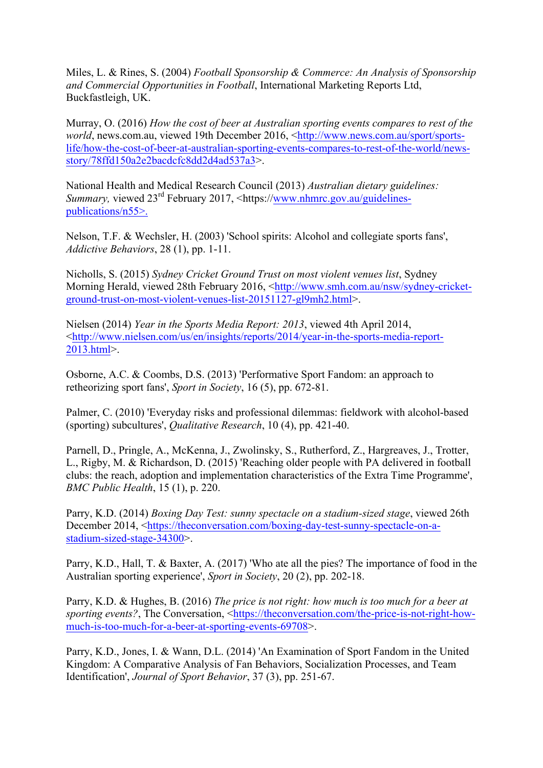Miles, L. & Rines, S. (2004) *Football Sponsorship & Commerce: An Analysis of Sponsorship and Commercial Opportunities in Football*, International Marketing Reports Ltd, Buckfastleigh, UK.

Murray, O. (2016) *How the cost of beer at Australian sporting events compares to rest of the world*, news.com.au, viewed 19th December 2016, <http://www.news.com.au/sport/sports-life/how-the-cost-of-beer-at-australian-sporting-events-compares-to-rest-of-the-world/news-story/78ffd150a2e2bacdcfc8dd2d4ad537a3>.

National Health and Medical Research Council (2013) *Australian dietary guidelines: Summary,* viewed 23rd February 2017, <https://www.nhmrc.gov.au/guidelines-publications/n55>.

Nelson, T.F. & Wechsler, H. (2003) 'School spirits: Alcohol and collegiate sports fans', *Addictive Behaviors*, 28 (1), pp. 1-11.

Nicholls, S. (2015) *Sydney Cricket Ground Trust on most violent venues list*, Sydney Morning Herald, viewed 28th February 2016, <http://www.smh.com.au/nsw/sydney-cricket-ground-trust-on-most-violent-venues-list-20151127-gl9mh2.html>.

Nielsen (2014) *Year in the Sports Media Report: 2013*, viewed 4th April 2014, <http://www.nielsen.com/us/en/insights/reports/2014/year-in-the-sports-media-report-2013.html>.

Osborne, A.C. & Coombs, D.S. (2013) 'Performative Sport Fandom: an approach to retheorizing sport fans', *Sport in Society*, 16 (5), pp. 672-81.

Palmer, C. (2010) 'Everyday risks and professional dilemmas: fieldwork with alcohol-based (sporting) subcultures', *Qualitative Research*, 10 (4), pp. 421-40.

Parnell, D., Pringle, A., McKenna, J., Zwolinsky, S., Rutherford, Z., Hargreaves, J., Trotter, L., Rigby, M. & Richardson, D. (2015) 'Reaching older people with PA delivered in football clubs: the reach, adoption and implementation characteristics of the Extra Time Programme', *BMC Public Health*, 15 (1), p. 220.

Parry, K.D. (2014) *Boxing Day Test: sunny spectacle on a stadium-sized stage*, viewed 26th December 2014, <https://theconversation.com/boxing-day-test-sunny-spectacle-on-a-stadium-sized-stage-34300>.

Parry, K.D., Hall, T. & Baxter, A. (2017) 'Who ate all the pies? The importance of food in the Australian sporting experience', *Sport in Society*, 20 (2), pp. 202-18.

Parry, K.D. & Hughes, B. (2016) *The price is not right: how much is too much for a beer at sporting events?*, The Conversation, <https://theconversation.com/the-price-is-not-right-how-much-is-too-much-for-a-beer-at-sporting-events-69708>.

Parry, K.D., Jones, I. & Wann, D.L. (2014) 'An Examination of Sport Fandom in the United Kingdom: A Comparative Analysis of Fan Behaviors, Socialization Processes, and Team Identification', *Journal of Sport Behavior*, 37 (3), pp. 251-67.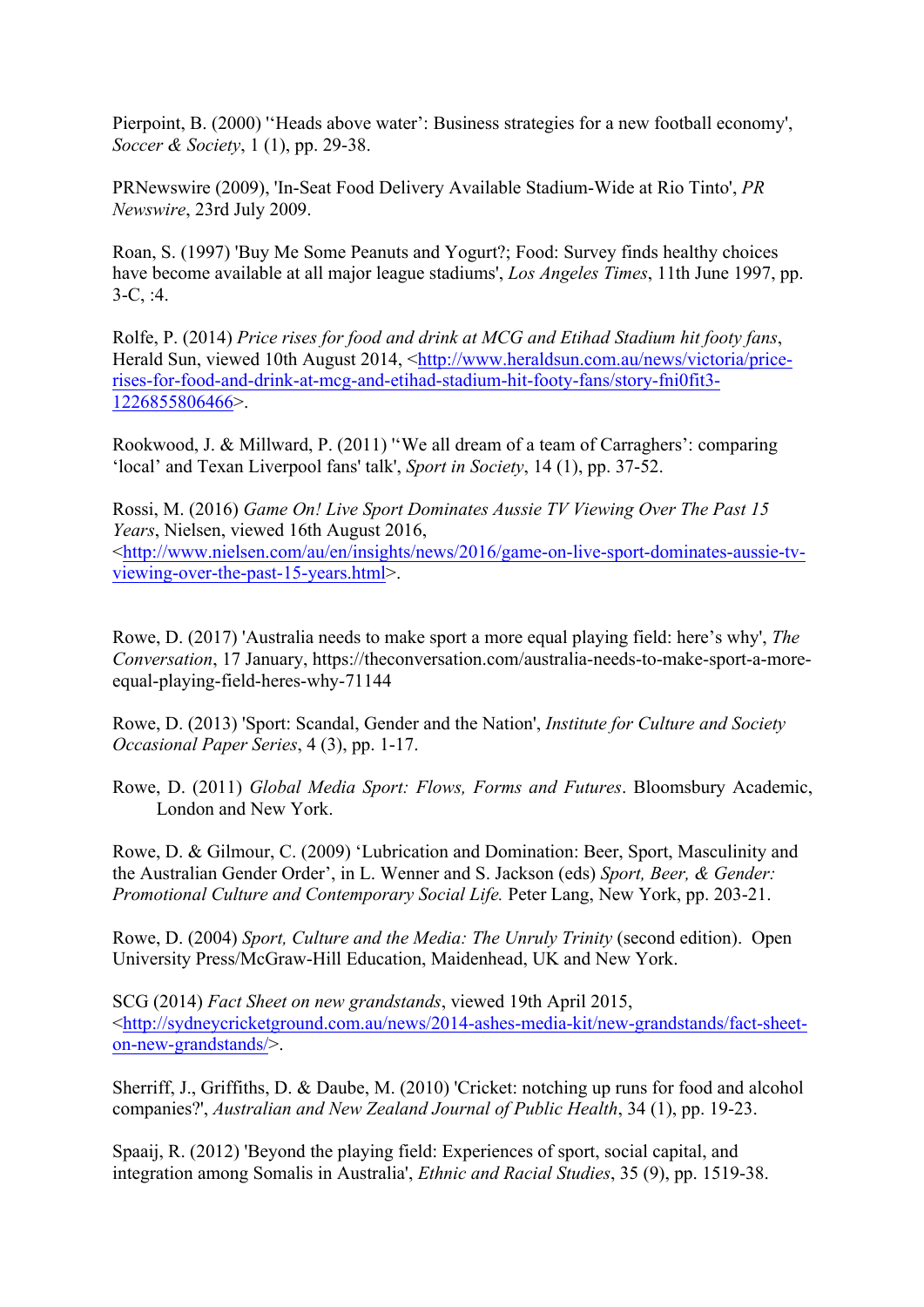Pierpoint, B. (2000) '‘Heads above water’: Business strategies for a new football economy', *Soccer & Society*, 1 (1), pp. 29-38.

PRNewswire (2009), 'In-Seat Food Delivery Available Stadium-Wide at Rio Tinto', *PR Newswire*, 23rd July 2009.

Roan, S. (1997) 'Buy Me Some Peanuts and Yogurt?; Food: Survey finds healthy choices have become available at all major league stadiums', *Los Angeles Times*, 11th June 1997, pp. 3-C, :4.

Rolfe, P. (2014) *Price rises for food and drink at MCG and Etihad Stadium hit footy fans*, Herald Sun, viewed 10th August 2014, <http://www.heraldsun.com.au/news/victoria/price-rises-for-food-and-drink-at-mcg-and-etihad-stadium-hit-footy-fans/story-fni0fit3-1226855806466>.

Rookwood, J. & Millward, P. (2011) '‘We all dream of a team of Carraghers’: comparing ‘local’ and Texan Liverpool fans' talk', *Sport in Society*, 14 (1), pp. 37-52.

Rossi, M. (2016) *Game On! Live Sport Dominates Aussie TV Viewing Over The Past 15 Years*, Nielsen, viewed 16th August 2016, <http://www.nielsen.com/au/en/insights/news/2016/game-on-live-sport-dominates-aussie-tv-viewing-over-the-past-15-years.html>.

Rowe, D. (2017) 'Australia needs to make sport a more equal playing field: here’s why', *The Conversation*, 17 January, https://theconversation.com/australia-needs-to-make-sport-a-more-equal-playing-field-heres-why-71144

Rowe, D. (2013) 'Sport: Scandal, Gender and the Nation', *Institute for Culture and Society Occasional Paper Series*, 4 (3), pp. 1-17.

Rowe, D. (2011) *Global Media Sport: Flows, Forms and Futures*. Bloomsbury Academic, London and New York.

Rowe, D. & Gilmour, C. (2009) ‘Lubrication and Domination: Beer, Sport, Masculinity and the Australian Gender Order’, in L. Wenner and S. Jackson (eds) *Sport, Beer, & Gender: Promotional Culture and Contemporary Social Life.* Peter Lang, New York, pp. 203-21.

Rowe, D. (2004) *Sport, Culture and the Media: The Unruly Trinity* (second edition). Open University Press/McGraw-Hill Education, Maidenhead, UK and New York.

SCG (2014) *Fact Sheet on new grandstands*, viewed 19th April 2015, <http://sydneycricketground.com.au/news/2014-ashes-media-kit/new-grandstands/fact-sheet-on-new-grandstands/>.

Sherriff, J., Griffiths, D. & Daube, M. (2010) 'Cricket: notching up runs for food and alcohol companies?', *Australian and New Zealand Journal of Public Health*, 34 (1), pp. 19-23.

Spaaij, R. (2012) 'Beyond the playing field: Experiences of sport, social capital, and integration among Somalis in Australia', *Ethnic and Racial Studies*, 35 (9), pp. 1519-38.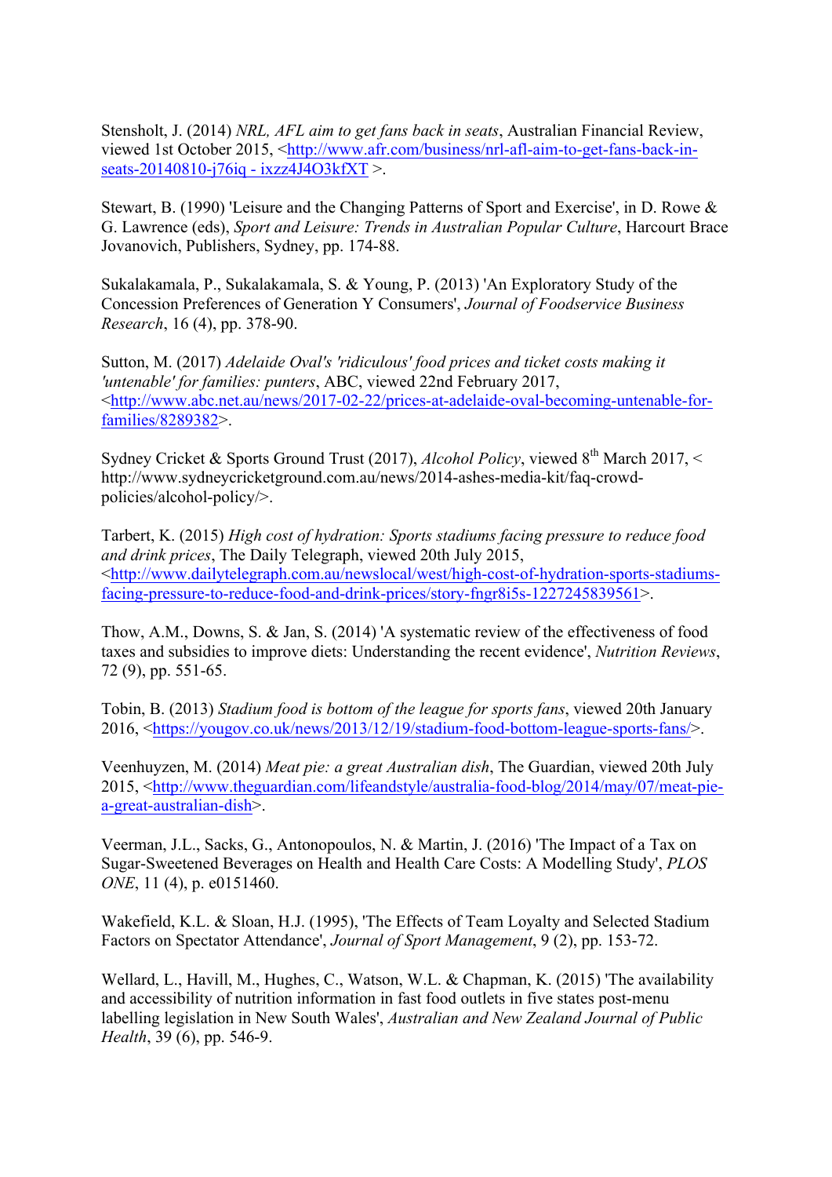Stensholt, J. (2014) *NRL, AFL aim to get fans back in seats*, Australian Financial Review, viewed 1st October 2015, <http://www.afr.com/business/nrl-afl-aim-to-get-fans-back-in-seats-20140810-j76iq - ixzz4J4O3kfXT >.

Stewart, B. (1990) 'Leisure and the Changing Patterns of Sport and Exercise', in D. Rowe & G. Lawrence (eds), *Sport and Leisure: Trends in Australian Popular Culture*, Harcourt Brace Jovanovich, Publishers, Sydney, pp. 174-88.

Sukalakamala, P., Sukalakamala, S. & Young, P. (2013) 'An Exploratory Study of the Concession Preferences of Generation Y Consumers', *Journal of Foodservice Business Research*, 16 (4), pp. 378-90.

Sutton, M. (2017) *Adelaide Oval's 'ridiculous' food prices and ticket costs making it 'untenable' for families: punters*, ABC, viewed 22nd February 2017, <http://www.abc.net.au/news/2017-02-22/prices-at-adelaide-oval-becoming-untenable-for-families/8289382>.

Sydney Cricket & Sports Ground Trust (2017), *Alcohol Policy*, viewed 8th March 2017, < http://www.sydneycricketground.com.au/news/2014-ashes-media-kit/faq-crowd-policies/alcohol-policy/>.

Tarbert, K. (2015) *High cost of hydration: Sports stadiums facing pressure to reduce food and drink prices*, The Daily Telegraph, viewed 20th July 2015, <http://www.dailytelegraph.com.au/newslocal/west/high-cost-of-hydration-sports-stadiums-facing-pressure-to-reduce-food-and-drink-prices/story-fngr8i5s-1227245839561>.

Thow, A.M., Downs, S. & Jan, S. (2014) 'A systematic review of the effectiveness of food taxes and subsidies to improve diets: Understanding the recent evidence', *Nutrition Reviews*, 72 (9), pp. 551-65.

Tobin, B. (2013) *Stadium food is bottom of the league for sports fans*, viewed 20th January 2016, <https://yougov.co.uk/news/2013/12/19/stadium-food-bottom-league-sports-fans/>.

Veenhuyzen, M. (2014) *Meat pie: a great Australian dish*, The Guardian, viewed 20th July 2015, <http://www.theguardian.com/lifeandstyle/australia-food-blog/2014/may/07/meat-pie-a-great-australian-dish>.

Veerman, J.L., Sacks, G., Antonopoulos, N. & Martin, J. (2016) 'The Impact of a Tax on Sugar-Sweetened Beverages on Health and Health Care Costs: A Modelling Study', *PLOS ONE*, 11 (4), p. e0151460.

Wakefield, K.L. & Sloan, H.J. (1995), 'The Effects of Team Loyalty and Selected Stadium Factors on Spectator Attendance', *Journal of Sport Management*, 9 (2), pp. 153-72.

Wellard, L., Havill, M., Hughes, C., Watson, W.L. & Chapman, K. (2015) 'The availability and accessibility of nutrition information in fast food outlets in five states post-menu labelling legislation in New South Wales', *Australian and New Zealand Journal of Public Health*, 39 (6), pp. 546-9.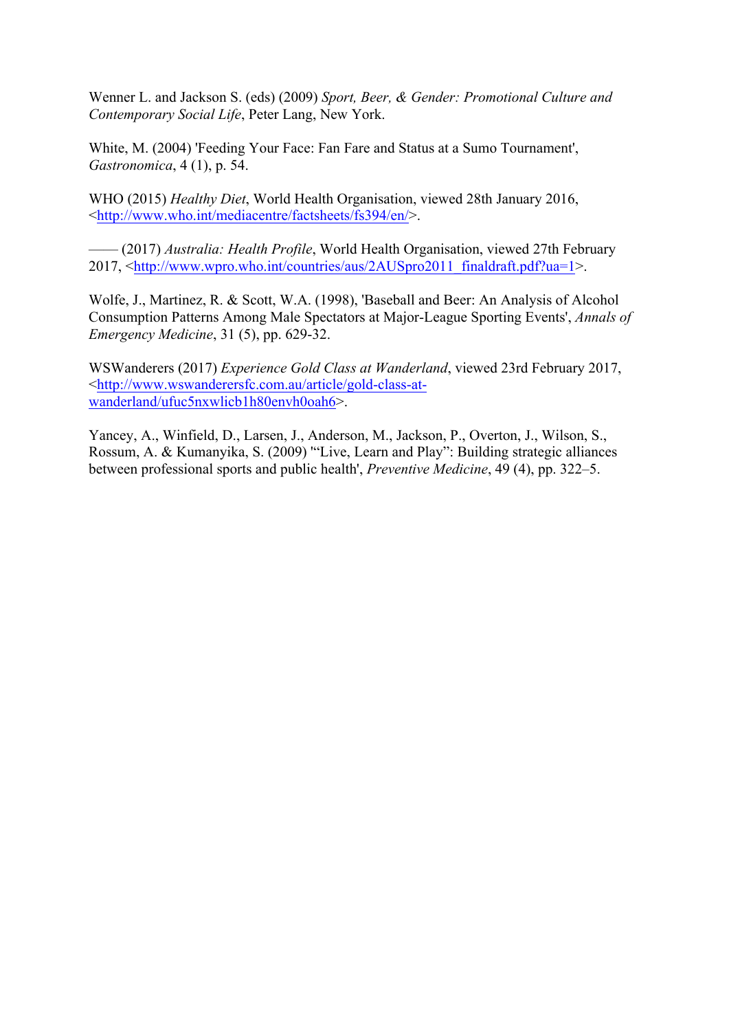Wenner L. and Jackson S. (eds) (2009) *Sport, Beer, & Gender: Promotional Culture and Contemporary Social Life*, Peter Lang, New York.

White, M. (2004) 'Feeding Your Face: Fan Fare and Status at a Sumo Tournament', *Gastronomica*, 4 (1), p. 54.

WHO (2015) *Healthy Diet*, World Health Organisation, viewed 28th January 2016, <http://www.who.int/mediacentre/factsheets/fs394/en/>.

—— (2017) *Australia: Health Profile*, World Health Organisation, viewed 27th February 2017, <http://www.wpro.who.int/countries/aus/2AUSpro2011_finaldraft.pdf?ua=1>.

Wolfe, J., Martinez, R. & Scott, W.A. (1998), 'Baseball and Beer: An Analysis of Alcohol Consumption Patterns Among Male Spectators at Major-League Sporting Events', *Annals of Emergency Medicine*, 31 (5), pp. 629-32.

WSWanderers (2017) *Experience Gold Class at Wanderland*, viewed 23rd February 2017, <http://www.wswanderersfc.com.au/article/gold-class-at-wanderland/ufuc5nxwlicb1h80envh0oah6>.

Yancey, A., Winfield, D., Larsen, J., Anderson, M., Jackson, P., Overton, J., Wilson, S., Rossum, A. & Kumanyika, S. (2009) '"Live, Learn and Play": Building strategic alliances between professional sports and public health', *Preventive Medicine*, 49 (4), pp. 322–5.